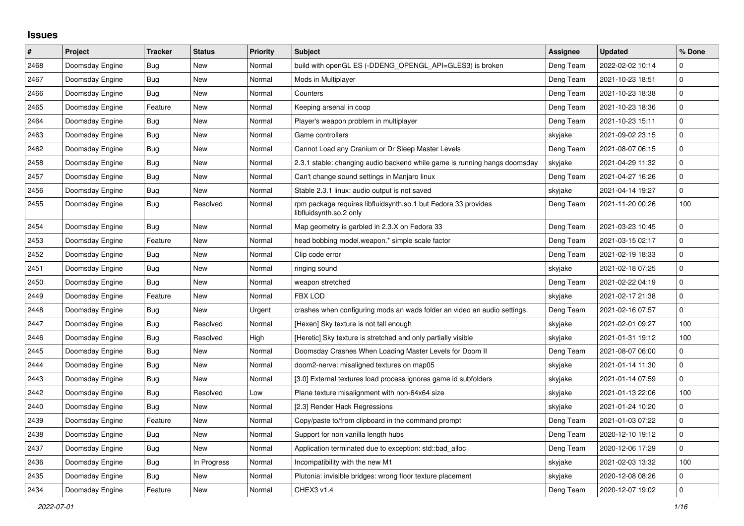## Issues

| # | Project | Tracker | Status | Priority | Subject | Assignee | Updated | % Done |
|---|---|---|---|---|---|---|---|---|
| 2468 | Doomsday Engine | Bug | New | Normal | build with openGL ES (-DDENG_OPENGL_API=GLES3) is broken | Deng Team | 2022-02-02 10:14 | 0 |
| 2467 | Doomsday Engine | Bug | New | Normal | Mods in Multiplayer | Deng Team | 2021-10-23 18:51 | 0 |
| 2466 | Doomsday Engine | Bug | New | Normal | Counters | Deng Team | 2021-10-23 18:38 | 0 |
| 2465 | Doomsday Engine | Feature | New | Normal | Keeping arsenal in coop | Deng Team | 2021-10-23 18:36 | 0 |
| 2464 | Doomsday Engine | Bug | New | Normal | Player's weapon problem in multiplayer | Deng Team | 2021-10-23 15:11 | 0 |
| 2463 | Doomsday Engine | Bug | New | Normal | Game controllers | skyjake | 2021-09-02 23:15 | 0 |
| 2462 | Doomsday Engine | Bug | New | Normal | Cannot Load any Cranium or Dr Sleep Master Levels | Deng Team | 2021-08-07 06:15 | 0 |
| 2458 | Doomsday Engine | Bug | New | Normal | 2.3.1 stable: changing audio backend while game is running hangs doomsday | skyjake | 2021-04-29 11:32 | 0 |
| 2457 | Doomsday Engine | Bug | New | Normal | Can't change sound settings in Manjaro linux | Deng Team | 2021-04-27 16:26 | 0 |
| 2456 | Doomsday Engine | Bug | New | Normal | Stable 2.3.1 linux: audio output is not saved | skyjake | 2021-04-14 19:27 | 0 |
| 2455 | Doomsday Engine | Bug | Resolved | Normal | rpm package requires libfluidsynth.so.1 but Fedora 33 provides libfluidsynth.so.2 only | Deng Team | 2021-11-20 00:26 | 100 |
| 2454 | Doomsday Engine | Bug | New | Normal | Map geometry is garbled in 2.3.X on Fedora 33 | Deng Team | 2021-03-23 10:45 | 0 |
| 2453 | Doomsday Engine | Feature | New | Normal | head bobbing model.weapon.* simple scale factor | Deng Team | 2021-03-15 02:17 | 0 |
| 2452 | Doomsday Engine | Bug | New | Normal | Clip code error | Deng Team | 2021-02-19 18:33 | 0 |
| 2451 | Doomsday Engine | Bug | New | Normal | ringing sound | skyjake | 2021-02-18 07:25 | 0 |
| 2450 | Doomsday Engine | Bug | New | Normal | weapon stretched | Deng Team | 2021-02-22 04:19 | 0 |
| 2449 | Doomsday Engine | Feature | New | Normal | FBX LOD | skyjake | 2021-02-17 21:38 | 0 |
| 2448 | Doomsday Engine | Bug | New | Urgent | crashes when configuring mods an wads folder an video an audio settings. | Deng Team | 2021-02-16 07:57 | 0 |
| 2447 | Doomsday Engine | Bug | Resolved | Normal | [Hexen] Sky texture is not tall enough | skyjake | 2021-02-01 09:27 | 100 |
| 2446 | Doomsday Engine | Bug | Resolved | High | [Heretic] Sky texture is stretched and only partially visible | skyjake | 2021-01-31 19:12 | 100 |
| 2445 | Doomsday Engine | Bug | New | Normal | Doomsday Crashes When Loading Master Levels for Doom II | Deng Team | 2021-08-07 06:00 | 0 |
| 2444 | Doomsday Engine | Bug | New | Normal | doom2-nerve: misaligned textures on map05 | skyjake | 2021-01-14 11:30 | 0 |
| 2443 | Doomsday Engine | Bug | New | Normal | [3.0] External textures load process ignores game id subfolders | skyjake | 2021-01-14 07:59 | 0 |
| 2442 | Doomsday Engine | Bug | Resolved | Low | Plane texture misalignment with non-64x64 size | skyjake | 2021-01-13 22:06 | 100 |
| 2440 | Doomsday Engine | Bug | New | Normal | [2.3] Render Hack Regressions | skyjake | 2021-01-24 10:20 | 0 |
| 2439 | Doomsday Engine | Feature | New | Normal | Copy/paste to/from clipboard in the command prompt | Deng Team | 2021-01-03 07:22 | 0 |
| 2438 | Doomsday Engine | Bug | New | Normal | Support for non vanilla length hubs | Deng Team | 2020-12-10 19:12 | 0 |
| 2437 | Doomsday Engine | Bug | New | Normal | Application terminated due to exception: std::bad_alloc | Deng Team | 2020-12-06 17:29 | 0 |
| 2436 | Doomsday Engine | Bug | In Progress | Normal | Incompatibility with the new M1 | skyjake | 2021-02-03 13:32 | 100 |
| 2435 | Doomsday Engine | Bug | New | Normal | Plutonia: invisible bridges: wrong floor texture placement | skyjake | 2020-12-08 08:26 | 0 |
| 2434 | Doomsday Engine | Feature | New | Normal | CHEX3 v1.4 | Deng Team | 2020-12-07 19:02 | 0 |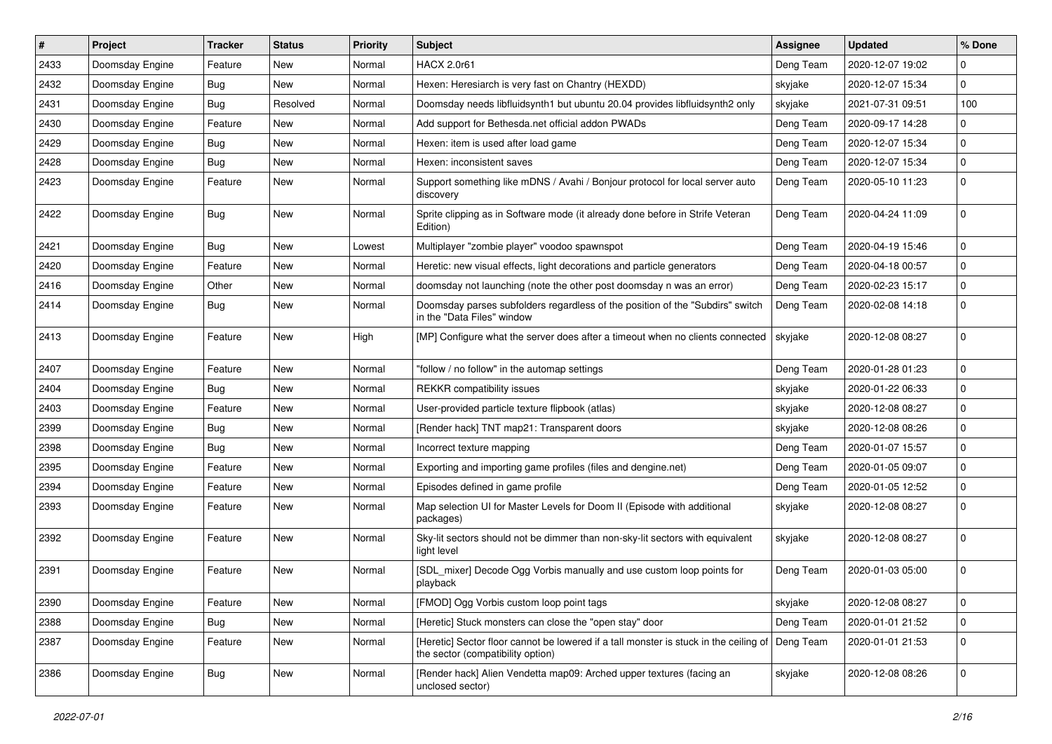| # | Project | Tracker | Status | Priority | Subject | Assignee | Updated | % Done |
|---|---|---|---|---|---|---|---|---|
| 2433 | Doomsday Engine | Feature | New | Normal | HACX 2.0r61 | Deng Team | 2020-12-07 19:02 | 0 |
| 2432 | Doomsday Engine | Bug | New | Normal | Hexen: Heresiarch is very fast on Chantry (HEXDD) | skyjake | 2020-12-07 15:34 | 0 |
| 2431 | Doomsday Engine | Bug | Resolved | Normal | Doomsday needs libfluidsynth1 but ubuntu 20.04 provides libfluidsynth2 only | skyjake | 2021-07-31 09:51 | 100 |
| 2430 | Doomsday Engine | Feature | New | Normal | Add support for Bethesda.net official addon PWADs | Deng Team | 2020-09-17 14:28 | 0 |
| 2429 | Doomsday Engine | Bug | New | Normal | Hexen: item is used after load game | Deng Team | 2020-12-07 15:34 | 0 |
| 2428 | Doomsday Engine | Bug | New | Normal | Hexen: inconsistent saves | Deng Team | 2020-12-07 15:34 | 0 |
| 2423 | Doomsday Engine | Feature | New | Normal | Support something like mDNS / Avahi / Bonjour protocol for local server auto discovery | Deng Team | 2020-05-10 11:23 | 0 |
| 2422 | Doomsday Engine | Bug | New | Normal | Sprite clipping as in Software mode (it already done before in Strife Veteran Edition) | Deng Team | 2020-04-24 11:09 | 0 |
| 2421 | Doomsday Engine | Bug | New | Lowest | Multiplayer "zombie player" voodoo spawnspot | Deng Team | 2020-04-19 15:46 | 0 |
| 2420 | Doomsday Engine | Feature | New | Normal | Heretic: new visual effects, light decorations and particle generators | Deng Team | 2020-04-18 00:57 | 0 |
| 2416 | Doomsday Engine | Other | New | Normal | doomsday not launching (note the other post doomsday n was an error) | Deng Team | 2020-02-23 15:17 | 0 |
| 2414 | Doomsday Engine | Bug | New | Normal | Doomsday parses subfolders regardless of the position of the "Subdirs" switch in the "Data Files" window | Deng Team | 2020-02-08 14:18 | 0 |
| 2413 | Doomsday Engine | Feature | New | High | [MP] Configure what the server does after a timeout when no clients connected | skyjake | 2020-12-08 08:27 | 0 |
| 2407 | Doomsday Engine | Feature | New | Normal | "follow / no follow" in the automap settings | Deng Team | 2020-01-28 01:23 | 0 |
| 2404 | Doomsday Engine | Bug | New | Normal | REKKR compatibility issues | skyjake | 2020-01-22 06:33 | 0 |
| 2403 | Doomsday Engine | Feature | New | Normal | User-provided particle texture flipbook (atlas) | skyjake | 2020-12-08 08:27 | 0 |
| 2399 | Doomsday Engine | Bug | New | Normal | [Render hack] TNT map21: Transparent doors | skyjake | 2020-12-08 08:26 | 0 |
| 2398 | Doomsday Engine | Bug | New | Normal | Incorrect texture mapping | Deng Team | 2020-01-07 15:57 | 0 |
| 2395 | Doomsday Engine | Feature | New | Normal | Exporting and importing game profiles (files and dengine.net) | Deng Team | 2020-01-05 09:07 | 0 |
| 2394 | Doomsday Engine | Feature | New | Normal | Episodes defined in game profile | Deng Team | 2020-01-05 12:52 | 0 |
| 2393 | Doomsday Engine | Feature | New | Normal | Map selection UI for Master Levels for Doom II (Episode with additional packages) | skyjake | 2020-12-08 08:27 | 0 |
| 2392 | Doomsday Engine | Feature | New | Normal | Sky-lit sectors should not be dimmer than non-sky-lit sectors with equivalent light level | skyjake | 2020-12-08 08:27 | 0 |
| 2391 | Doomsday Engine | Feature | New | Normal | [SDL_mixer] Decode Ogg Vorbis manually and use custom loop points for playback | Deng Team | 2020-01-03 05:00 | 0 |
| 2390 | Doomsday Engine | Feature | New | Normal | [FMOD] Ogg Vorbis custom loop point tags | skyjake | 2020-12-08 08:27 | 0 |
| 2388 | Doomsday Engine | Bug | New | Normal | [Heretic] Stuck monsters can close the "open stay" door | Deng Team | 2020-01-01 21:52 | 0 |
| 2387 | Doomsday Engine | Feature | New | Normal | [Heretic] Sector floor cannot be lowered if a tall monster is stuck in the ceiling of the sector (compatibility option) | Deng Team | 2020-01-01 21:53 | 0 |
| 2386 | Doomsday Engine | Bug | New | Normal | [Render hack] Alien Vendetta map09: Arched upper textures (facing an unclosed sector) | skyjake | 2020-12-08 08:26 | 0 |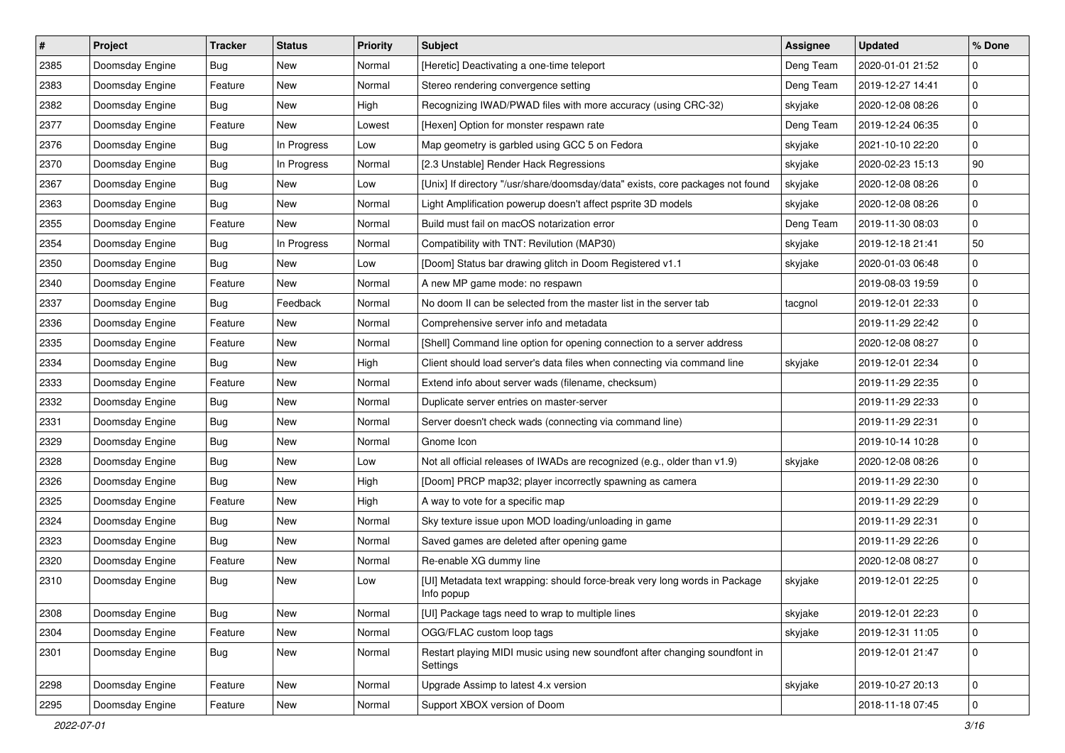| # | Project | Tracker | Status | Priority | Subject | Assignee | Updated | % Done |
|---|---|---|---|---|---|---|---|---|
| 2385 | Doomsday Engine | Bug | New | Normal | [Heretic] Deactivating a one-time teleport | Deng Team | 2020-01-01 21:52 | 0 |
| 2383 | Doomsday Engine | Feature | New | Normal | Stereo rendering convergence setting | Deng Team | 2019-12-27 14:41 | 0 |
| 2382 | Doomsday Engine | Bug | New | High | Recognizing IWAD/PWAD files with more accuracy (using CRC-32) | skyjake | 2020-12-08 08:26 | 0 |
| 2377 | Doomsday Engine | Feature | New | Lowest | [Hexen] Option for monster respawn rate | Deng Team | 2019-12-24 06:35 | 0 |
| 2376 | Doomsday Engine | Bug | In Progress | Low | Map geometry is garbled using GCC 5 on Fedora | skyjake | 2021-10-10 22:20 | 0 |
| 2370 | Doomsday Engine | Bug | In Progress | Normal | [2.3 Unstable] Render Hack Regressions | skyjake | 2020-02-23 15:13 | 90 |
| 2367 | Doomsday Engine | Bug | New | Low | [Unix] If directory "/usr/share/doomsday/data" exists, core packages not found | skyjake | 2020-12-08 08:26 | 0 |
| 2363 | Doomsday Engine | Bug | New | Normal | Light Amplification powerup doesn't affect psprite 3D models | skyjake | 2020-12-08 08:26 | 0 |
| 2355 | Doomsday Engine | Feature | New | Normal | Build must fail on macOS notarization error | Deng Team | 2019-11-30 08:03 | 0 |
| 2354 | Doomsday Engine | Bug | In Progress | Normal | Compatibility with TNT: Revilution (MAP30) | skyjake | 2019-12-18 21:41 | 50 |
| 2350 | Doomsday Engine | Bug | New | Low | [Doom] Status bar drawing glitch in Doom Registered v1.1 | skyjake | 2020-01-03 06:48 | 0 |
| 2340 | Doomsday Engine | Feature | New | Normal | A new MP game mode: no respawn | | 2019-08-03 19:59 | 0 |
| 2337 | Doomsday Engine | Bug | Feedback | Normal | No doom II can be selected from the master list in the server tab | tacgnol | 2019-12-01 22:33 | 0 |
| 2336 | Doomsday Engine | Feature | New | Normal | Comprehensive server info and metadata | | 2019-11-29 22:42 | 0 |
| 2335 | Doomsday Engine | Feature | New | Normal | [Shell] Command line option for opening connection to a server address | | 2020-12-08 08:27 | 0 |
| 2334 | Doomsday Engine | Bug | New | High | Client should load server's data files when connecting via command line | skyjake | 2019-12-01 22:34 | 0 |
| 2333 | Doomsday Engine | Feature | New | Normal | Extend info about server wads (filename, checksum) | | 2019-11-29 22:35 | 0 |
| 2332 | Doomsday Engine | Bug | New | Normal | Duplicate server entries on master-server | | 2019-11-29 22:33 | 0 |
| 2331 | Doomsday Engine | Bug | New | Normal | Server doesn't check wads (connecting via command line) | | 2019-11-29 22:31 | 0 |
| 2329 | Doomsday Engine | Bug | New | Normal | Gnome Icon | | 2019-10-14 10:28 | 0 |
| 2328 | Doomsday Engine | Bug | New | Low | Not all official releases of IWADs are recognized (e.g., older than v1.9) | skyjake | 2020-12-08 08:26 | 0 |
| 2326 | Doomsday Engine | Bug | New | High | [Doom] PRCP map32; player incorrectly spawning as camera | | 2019-11-29 22:30 | 0 |
| 2325 | Doomsday Engine | Feature | New | High | A way to vote for a specific map | | 2019-11-29 22:29 | 0 |
| 2324 | Doomsday Engine | Bug | New | Normal | Sky texture issue upon MOD loading/unloading in game | | 2019-11-29 22:31 | 0 |
| 2323 | Doomsday Engine | Bug | New | Normal | Saved games are deleted after opening game | | 2019-11-29 22:26 | 0 |
| 2320 | Doomsday Engine | Feature | New | Normal | Re-enable XG dummy line | | 2020-12-08 08:27 | 0 |
| 2310 | Doomsday Engine | Bug | New | Low | [UI] Metadata text wrapping: should force-break very long words in Package Info popup | skyjake | 2019-12-01 22:25 | 0 |
| 2308 | Doomsday Engine | Bug | New | Normal | [UI] Package tags need to wrap to multiple lines | skyjake | 2019-12-01 22:23 | 0 |
| 2304 | Doomsday Engine | Feature | New | Normal | OGG/FLAC custom loop tags | skyjake | 2019-12-31 11:05 | 0 |
| 2301 | Doomsday Engine | Bug | New | Normal | Restart playing MIDI music using new soundfont after changing soundfont in Settings | | 2019-12-01 21:47 | 0 |
| 2298 | Doomsday Engine | Feature | New | Normal | Upgrade Assimp to latest 4.x version | skyjake | 2019-10-27 20:13 | 0 |
| 2295 | Doomsday Engine | Feature | New | Normal | Support XBOX version of Doom | | 2018-11-18 07:45 | 0 |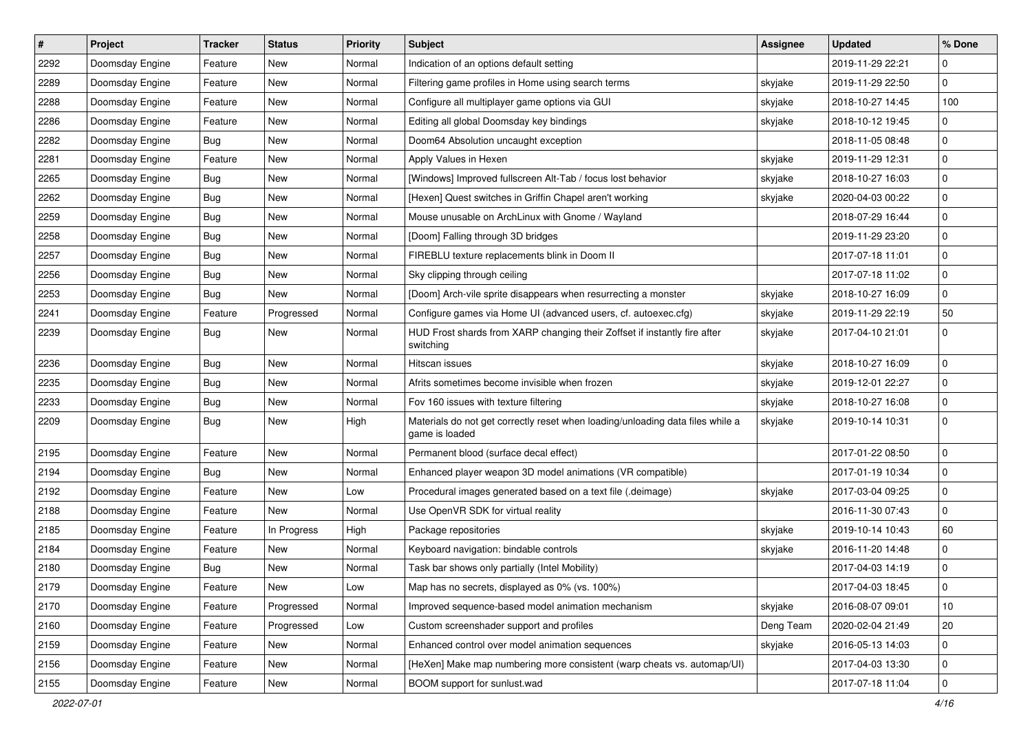| # | Project | Tracker | Status | Priority | Subject | Assignee | Updated | % Done |
|---|---|---|---|---|---|---|---|---|
| 2292 | Doomsday Engine | Feature | New | Normal | Indication of an options default setting | | 2019-11-29 22:21 | 0 |
| 2289 | Doomsday Engine | Feature | New | Normal | Filtering game profiles in Home using search terms | skyjake | 2019-11-29 22:50 | 0 |
| 2288 | Doomsday Engine | Feature | New | Normal | Configure all multiplayer game options via GUI | skyjake | 2018-10-27 14:45 | 100 |
| 2286 | Doomsday Engine | Feature | New | Normal | Editing all global Doomsday key bindings | skyjake | 2018-10-12 19:45 | 0 |
| 2282 | Doomsday Engine | Bug | New | Normal | Doom64 Absolution uncaught exception | | 2018-11-05 08:48 | 0 |
| 2281 | Doomsday Engine | Feature | New | Normal | Apply Values in Hexen | skyjake | 2019-11-29 12:31 | 0 |
| 2265 | Doomsday Engine | Bug | New | Normal | [Windows] Improved fullscreen Alt-Tab / focus lost behavior | skyjake | 2018-10-27 16:03 | 0 |
| 2262 | Doomsday Engine | Bug | New | Normal | [Hexen] Quest switches in Griffin Chapel aren't working | skyjake | 2020-04-03 00:22 | 0 |
| 2259 | Doomsday Engine | Bug | New | Normal | Mouse unusable on ArchLinux with Gnome / Wayland | | 2018-07-29 16:44 | 0 |
| 2258 | Doomsday Engine | Bug | New | Normal | [Doom] Falling through 3D bridges | | 2019-11-29 23:20 | 0 |
| 2257 | Doomsday Engine | Bug | New | Normal | FIREBLU texture replacements blink in Doom II | | 2017-07-18 11:01 | 0 |
| 2256 | Doomsday Engine | Bug | New | Normal | Sky clipping through ceiling | | 2017-07-18 11:02 | 0 |
| 2253 | Doomsday Engine | Bug | New | Normal | [Doom] Arch-vile sprite disappears when resurrecting a monster | skyjake | 2018-10-27 16:09 | 0 |
| 2241 | Doomsday Engine | Feature | Progressed | Normal | Configure games via Home UI (advanced users, cf. autoexec.cfg) | skyjake | 2019-11-29 22:19 | 50 |
| 2239 | Doomsday Engine | Bug | New | Normal | HUD Frost shards from XARP changing their Zoffset if instantly fire after switching | skyjake | 2017-04-10 21:01 | 0 |
| 2236 | Doomsday Engine | Bug | New | Normal | Hitscan issues | skyjake | 2018-10-27 16:09 | 0 |
| 2235 | Doomsday Engine | Bug | New | Normal | Afrits sometimes become invisible when frozen | skyjake | 2019-12-01 22:27 | 0 |
| 2233 | Doomsday Engine | Bug | New | Normal | Fov 160 issues with texture filtering | skyjake | 2018-10-27 16:08 | 0 |
| 2209 | Doomsday Engine | Bug | New | High | Materials do not get correctly reset when loading/unloading data files while a game is loaded | skyjake | 2019-10-14 10:31 | 0 |
| 2195 | Doomsday Engine | Feature | New | Normal | Permanent blood (surface decal effect) | | 2017-01-22 08:50 | 0 |
| 2194 | Doomsday Engine | Bug | New | Normal | Enhanced player weapon 3D model animations (VR compatible) | | 2017-01-19 10:34 | 0 |
| 2192 | Doomsday Engine | Feature | New | Low | Procedural images generated based on a text file (.deimage) | skyjake | 2017-03-04 09:25 | 0 |
| 2188 | Doomsday Engine | Feature | New | Normal | Use OpenVR SDK for virtual reality | | 2016-11-30 07:43 | 0 |
| 2185 | Doomsday Engine | Feature | In Progress | High | Package repositories | skyjake | 2019-10-14 10:43 | 60 |
| 2184 | Doomsday Engine | Feature | New | Normal | Keyboard navigation: bindable controls | skyjake | 2016-11-20 14:48 | 0 |
| 2180 | Doomsday Engine | Bug | New | Normal | Task bar shows only partially (Intel Mobility) | | 2017-04-03 14:19 | 0 |
| 2179 | Doomsday Engine | Feature | New | Low | Map has no secrets, displayed as 0% (vs. 100%) | | 2017-04-03 18:45 | 0 |
| 2170 | Doomsday Engine | Feature | Progressed | Normal | Improved sequence-based model animation mechanism | skyjake | 2016-08-07 09:01 | 10 |
| 2160 | Doomsday Engine | Feature | Progressed | Low | Custom screenshader support and profiles | Deng Team | 2020-02-04 21:49 | 20 |
| 2159 | Doomsday Engine | Feature | New | Normal | Enhanced control over model animation sequences | skyjake | 2016-05-13 14:03 | 0 |
| 2156 | Doomsday Engine | Feature | New | Normal | [HeXen] Make map numbering more consistent (warp cheats vs. automap/UI) | | 2017-04-03 13:30 | 0 |
| 2155 | Doomsday Engine | Feature | New | Normal | BOOM support for sunlust.wad | | 2017-07-18 11:04 | 0 |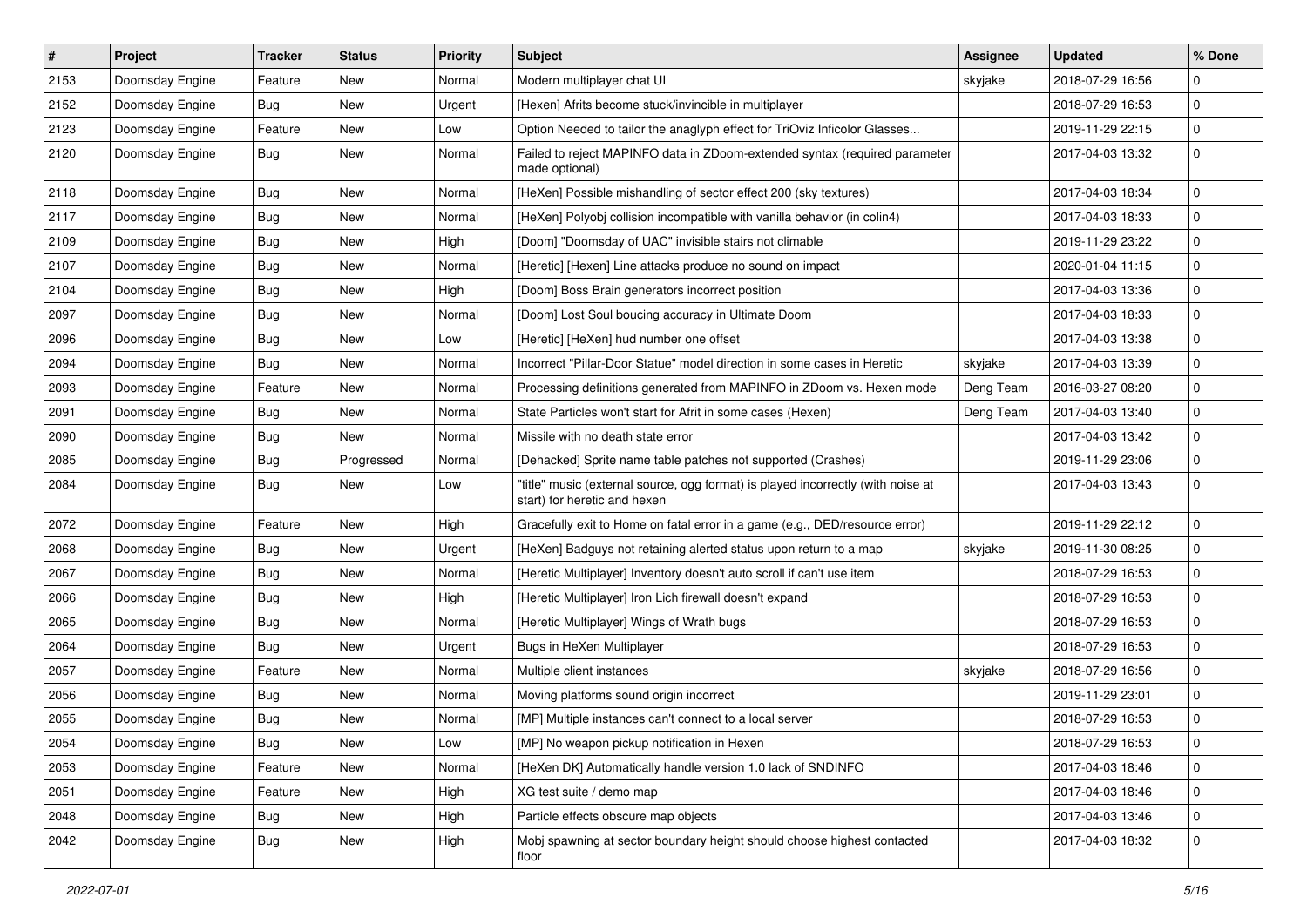| # | Project | Tracker | Status | Priority | Subject | Assignee | Updated | % Done |
|---|---|---|---|---|---|---|---|---|
| 2153 | Doomsday Engine | Feature | New | Normal | Modern multiplayer chat UI | skyjake | 2018-07-29 16:56 | 0 |
| 2152 | Doomsday Engine | Bug | New | Urgent | [Hexen] Afrits become stuck/invincible in multiplayer | | 2018-07-29 16:53 | 0 |
| 2123 | Doomsday Engine | Feature | New | Low | Option Needed to tailor the anaglyph effect for TriOviz Inficolor Glasses... | | 2019-11-29 22:15 | 0 |
| 2120 | Doomsday Engine | Bug | New | Normal | Failed to reject MAPINFO data in ZDoom-extended syntax (required parameter made optional) | | 2017-04-03 13:32 | 0 |
| 2118 | Doomsday Engine | Bug | New | Normal | [HeXen] Possible mishandling of sector effect 200 (sky textures) | | 2017-04-03 18:34 | 0 |
| 2117 | Doomsday Engine | Bug | New | Normal | [HeXen] Polyobj collision incompatible with vanilla behavior (in colin4) | | 2017-04-03 18:33 | 0 |
| 2109 | Doomsday Engine | Bug | New | High | [Doom] "Doomsday of UAC" invisible stairs not climable | | 2019-11-29 23:22 | 0 |
| 2107 | Doomsday Engine | Bug | New | Normal | [Heretic] [Hexen] Line attacks produce no sound on impact | | 2020-01-04 11:15 | 0 |
| 2104 | Doomsday Engine | Bug | New | High | [Doom] Boss Brain generators incorrect position | | 2017-04-03 13:36 | 0 |
| 2097 | Doomsday Engine | Bug | New | Normal | [Doom] Lost Soul boucing accuracy in Ultimate Doom | | 2017-04-03 18:33 | 0 |
| 2096 | Doomsday Engine | Bug | New | Low | [Heretic] [HeXen] hud number one offset | | 2017-04-03 13:38 | 0 |
| 2094 | Doomsday Engine | Bug | New | Normal | Incorrect "Pillar-Door Statue" model direction in some cases in Heretic | skyjake | 2017-04-03 13:39 | 0 |
| 2093 | Doomsday Engine | Feature | New | Normal | Processing definitions generated from MAPINFO in ZDoom vs. Hexen mode | Deng Team | 2016-03-27 08:20 | 0 |
| 2091 | Doomsday Engine | Bug | New | Normal | State Particles won't start for Afrit in some cases (Hexen) | Deng Team | 2017-04-03 13:40 | 0 |
| 2090 | Doomsday Engine | Bug | New | Normal | Missile with no death state error | | 2017-04-03 13:42 | 0 |
| 2085 | Doomsday Engine | Bug | Progressed | Normal | [Dehacked] Sprite name table patches not supported (Crashes) | | 2019-11-29 23:06 | 0 |
| 2084 | Doomsday Engine | Bug | New | Low | "title" music (external source, ogg format) is played incorrectly (with noise at start) for heretic and hexen | | 2017-04-03 13:43 | 0 |
| 2072 | Doomsday Engine | Feature | New | High | Gracefully exit to Home on fatal error in a game (e.g., DED/resource error) | | 2019-11-29 22:12 | 0 |
| 2068 | Doomsday Engine | Bug | New | Urgent | [HeXen] Badguys not retaining alerted status upon return to a map | skyjake | 2019-11-30 08:25 | 0 |
| 2067 | Doomsday Engine | Bug | New | Normal | [Heretic Multiplayer] Inventory doesn't auto scroll if can't use item | | 2018-07-29 16:53 | 0 |
| 2066 | Doomsday Engine | Bug | New | High | [Heretic Multiplayer] Iron Lich firewall doesn't expand | | 2018-07-29 16:53 | 0 |
| 2065 | Doomsday Engine | Bug | New | Normal | [Heretic Multiplayer] Wings of Wrath bugs | | 2018-07-29 16:53 | 0 |
| 2064 | Doomsday Engine | Bug | New | Urgent | Bugs in HeXen Multiplayer | | 2018-07-29 16:53 | 0 |
| 2057 | Doomsday Engine | Feature | New | Normal | Multiple client instances | skyjake | 2018-07-29 16:56 | 0 |
| 2056 | Doomsday Engine | Bug | New | Normal | Moving platforms sound origin incorrect | | 2019-11-29 23:01 | 0 |
| 2055 | Doomsday Engine | Bug | New | Normal | [MP] Multiple instances can't connect to a local server | | 2018-07-29 16:53 | 0 |
| 2054 | Doomsday Engine | Bug | New | Low | [MP] No weapon pickup notification in Hexen | | 2018-07-29 16:53 | 0 |
| 2053 | Doomsday Engine | Feature | New | Normal | [HeXen DK] Automatically handle version 1.0 lack of SNDINFO | | 2017-04-03 18:46 | 0 |
| 2051 | Doomsday Engine | Feature | New | High | XG test suite / demo map | | 2017-04-03 18:46 | 0 |
| 2048 | Doomsday Engine | Bug | New | High | Particle effects obscure map objects | | 2017-04-03 13:46 | 0 |
| 2042 | Doomsday Engine | Bug | New | High | Mobj spawning at sector boundary height should choose highest contacted floor | | 2017-04-03 18:32 | 0 |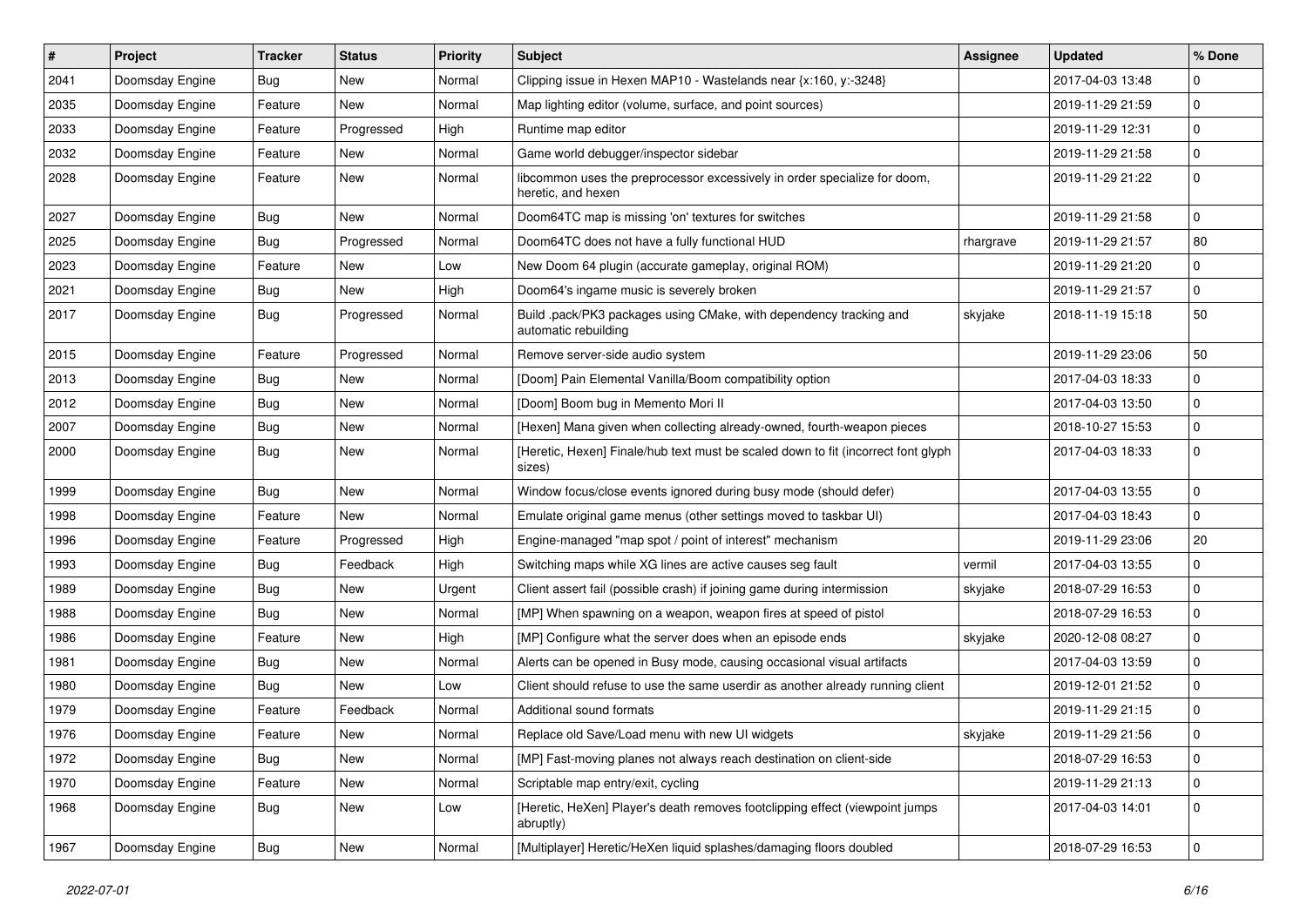| # | Project | Tracker | Status | Priority | Subject | Assignee | Updated | % Done |
|---|---|---|---|---|---|---|---|---|
| 2041 | Doomsday Engine | Bug | New | Normal | Clipping issue in Hexen MAP10 - Wastelands near {x:160, y:-3248} | | 2017-04-03 13:48 | 0 |
| 2035 | Doomsday Engine | Feature | New | Normal | Map lighting editor (volume, surface, and point sources) | | 2019-11-29 21:59 | 0 |
| 2033 | Doomsday Engine | Feature | Progressed | High | Runtime map editor | | 2019-11-29 12:31 | 0 |
| 2032 | Doomsday Engine | Feature | New | Normal | Game world debugger/inspector sidebar | | 2019-11-29 21:58 | 0 |
| 2028 | Doomsday Engine | Feature | New | Normal | libcommon uses the preprocessor excessively in order specialize for doom, heretic, and hexen | | 2019-11-29 21:22 | 0 |
| 2027 | Doomsday Engine | Bug | New | Normal | Doom64TC map is missing 'on' textures for switches | | 2019-11-29 21:58 | 0 |
| 2025 | Doomsday Engine | Bug | Progressed | Normal | Doom64TC does not have a fully functional HUD | rhargrave | 2019-11-29 21:57 | 80 |
| 2023 | Doomsday Engine | Feature | New | Low | New Doom 64 plugin (accurate gameplay, original ROM) | | 2019-11-29 21:20 | 0 |
| 2021 | Doomsday Engine | Bug | New | High | Doom64's ingame music is severely broken | | 2019-11-29 21:57 | 0 |
| 2017 | Doomsday Engine | Bug | Progressed | Normal | Build .pack/PK3 packages using CMake, with dependency tracking and automatic rebuilding | skyjake | 2018-11-19 15:18 | 50 |
| 2015 | Doomsday Engine | Feature | Progressed | Normal | Remove server-side audio system | | 2019-11-29 23:06 | 50 |
| 2013 | Doomsday Engine | Bug | New | Normal | [Doom] Pain Elemental Vanilla/Boom compatibility option | | 2017-04-03 18:33 | 0 |
| 2012 | Doomsday Engine | Bug | New | Normal | [Doom] Boom bug in Memento Mori II | | 2017-04-03 13:50 | 0 |
| 2007 | Doomsday Engine | Bug | New | Normal | [Hexen] Mana given when collecting already-owned, fourth-weapon pieces | | 2018-10-27 15:53 | 0 |
| 2000 | Doomsday Engine | Bug | New | Normal | [Heretic, Hexen] Finale/hub text must be scaled down to fit (incorrect font glyph sizes) | | 2017-04-03 18:33 | 0 |
| 1999 | Doomsday Engine | Bug | New | Normal | Window focus/close events ignored during busy mode (should defer) | | 2017-04-03 13:55 | 0 |
| 1998 | Doomsday Engine | Feature | New | Normal | Emulate original game menus (other settings moved to taskbar UI) | | 2017-04-03 18:43 | 0 |
| 1996 | Doomsday Engine | Feature | Progressed | High | Engine-managed "map spot / point of interest" mechanism | | 2019-11-29 23:06 | 20 |
| 1993 | Doomsday Engine | Bug | Feedback | High | Switching maps while XG lines are active causes seg fault | vermil | 2017-04-03 13:55 | 0 |
| 1989 | Doomsday Engine | Bug | New | Urgent | Client assert fail (possible crash) if joining game during intermission | skyjake | 2018-07-29 16:53 | 0 |
| 1988 | Doomsday Engine | Bug | New | Normal | [MP] When spawning on a weapon, weapon fires at speed of pistol | | 2018-07-29 16:53 | 0 |
| 1986 | Doomsday Engine | Feature | New | High | [MP] Configure what the server does when an episode ends | skyjake | 2020-12-08 08:27 | 0 |
| 1981 | Doomsday Engine | Bug | New | Normal | Alerts can be opened in Busy mode, causing occasional visual artifacts | | 2017-04-03 13:59 | 0 |
| 1980 | Doomsday Engine | Bug | New | Low | Client should refuse to use the same userdir as another already running client | | 2019-12-01 21:52 | 0 |
| 1979 | Doomsday Engine | Feature | Feedback | Normal | Additional sound formats | | 2019-11-29 21:15 | 0 |
| 1976 | Doomsday Engine | Feature | New | Normal | Replace old Save/Load menu with new UI widgets | skyjake | 2019-11-29 21:56 | 0 |
| 1972 | Doomsday Engine | Bug | New | Normal | [MP] Fast-moving planes not always reach destination on client-side | | 2018-07-29 16:53 | 0 |
| 1970 | Doomsday Engine | Feature | New | Normal | Scriptable map entry/exit, cycling | | 2019-11-29 21:13 | 0 |
| 1968 | Doomsday Engine | Bug | New | Low | [Heretic, HeXen] Player's death removes footclipping effect (viewpoint jumps abruptly) | | 2017-04-03 14:01 | 0 |
| 1967 | Doomsday Engine | Bug | New | Normal | [Multiplayer] Heretic/HeXen liquid splashes/damaging floors doubled | | 2018-07-29 16:53 | 0 |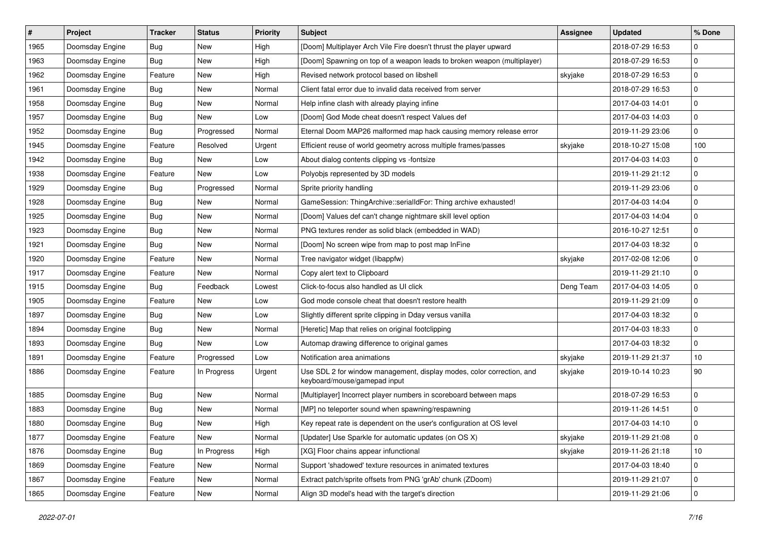| # | Project | Tracker | Status | Priority | Subject | Assignee | Updated | % Done |
|---|---|---|---|---|---|---|---|---|
| 1965 | Doomsday Engine | Bug | New | High | [Doom] Multiplayer Arch Vile Fire doesn't thrust the player upward | | 2018-07-29 16:53 | 0 |
| 1963 | Doomsday Engine | Bug | New | High | [Doom] Spawning on top of a weapon leads to broken weapon (multiplayer) | | 2018-07-29 16:53 | 0 |
| 1962 | Doomsday Engine | Feature | New | High | Revised network protocol based on libshell | skyjake | 2018-07-29 16:53 | 0 |
| 1961 | Doomsday Engine | Bug | New | Normal | Client fatal error due to invalid data received from server | | 2018-07-29 16:53 | 0 |
| 1958 | Doomsday Engine | Bug | New | Normal | Help infine clash with already playing infine | | 2017-04-03 14:01 | 0 |
| 1957 | Doomsday Engine | Bug | New | Low | [Doom] God Mode cheat doesn't respect Values def | | 2017-04-03 14:03 | 0 |
| 1952 | Doomsday Engine | Bug | Progressed | Normal | Eternal Doom MAP26 malformed map hack causing memory release error | | 2019-11-29 23:06 | 0 |
| 1945 | Doomsday Engine | Feature | Resolved | Urgent | Efficient reuse of world geometry across multiple frames/passes | skyjake | 2018-10-27 15:08 | 100 |
| 1942 | Doomsday Engine | Bug | New | Low | About dialog contents clipping vs -fontsize | | 2017-04-03 14:03 | 0 |
| 1938 | Doomsday Engine | Feature | New | Low | Polyobjs represented by 3D models | | 2019-11-29 21:12 | 0 |
| 1929 | Doomsday Engine | Bug | Progressed | Normal | Sprite priority handling | | 2019-11-29 23:06 | 0 |
| 1928 | Doomsday Engine | Bug | New | Normal | GameSession: ThingArchive::serialIdFor: Thing archive exhausted! | | 2017-04-03 14:04 | 0 |
| 1925 | Doomsday Engine | Bug | New | Normal | [Doom] Values def can't change nightmare skill level option | | 2017-04-03 14:04 | 0 |
| 1923 | Doomsday Engine | Bug | New | Normal | PNG textures render as solid black (embedded in WAD) | | 2016-10-27 12:51 | 0 |
| 1921 | Doomsday Engine | Bug | New | Normal | [Doom] No screen wipe from map to post map InFine | | 2017-04-03 18:32 | 0 |
| 1920 | Doomsday Engine | Feature | New | Normal | Tree navigator widget (libappfw) | skyjake | 2017-02-08 12:06 | 0 |
| 1917 | Doomsday Engine | Feature | New | Normal | Copy alert text to Clipboard | | 2019-11-29 21:10 | 0 |
| 1915 | Doomsday Engine | Bug | Feedback | Lowest | Click-to-focus also handled as UI click | Deng Team | 2017-04-03 14:05 | 0 |
| 1905 | Doomsday Engine | Feature | New | Low | God mode console cheat that doesn't restore health | | 2019-11-29 21:09 | 0 |
| 1897 | Doomsday Engine | Bug | New | Low | Slightly different sprite clipping in Dday versus vanilla | | 2017-04-03 18:32 | 0 |
| 1894 | Doomsday Engine | Bug | New | Normal | [Heretic] Map that relies on original footclipping | | 2017-04-03 18:33 | 0 |
| 1893 | Doomsday Engine | Bug | New | Low | Automap drawing difference to original games | | 2017-04-03 18:32 | 0 |
| 1891 | Doomsday Engine | Feature | Progressed | Low | Notification area animations | skyjake | 2019-11-29 21:37 | 10 |
| 1886 | Doomsday Engine | Feature | In Progress | Urgent | Use SDL 2 for window management, display modes, color correction, and keyboard/mouse/gamepad input | skyjake | 2019-10-14 10:23 | 90 |
| 1885 | Doomsday Engine | Bug | New | Normal | [Multiplayer] Incorrect player numbers in scoreboard between maps | | 2018-07-29 16:53 | 0 |
| 1883 | Doomsday Engine | Bug | New | Normal | [MP] no teleporter sound when spawning/respawning | | 2019-11-26 14:51 | 0 |
| 1880 | Doomsday Engine | Bug | New | High | Key repeat rate is dependent on the user's configuration at OS level | | 2017-04-03 14:10 | 0 |
| 1877 | Doomsday Engine | Feature | New | Normal | [Updater] Use Sparkle for automatic updates (on OS X) | skyjake | 2019-11-29 21:08 | 0 |
| 1876 | Doomsday Engine | Bug | In Progress | High | [XG] Floor chains appear infunctional | skyjake | 2019-11-26 21:18 | 10 |
| 1869 | Doomsday Engine | Feature | New | Normal | Support 'shadowed' texture resources in animated textures | | 2017-04-03 18:40 | 0 |
| 1867 | Doomsday Engine | Feature | New | Normal | Extract patch/sprite offsets from PNG 'grAb' chunk (ZDoom) | | 2019-11-29 21:07 | 0 |
| 1865 | Doomsday Engine | Feature | New | Normal | Align 3D model's head with the target's direction | | 2019-11-29 21:06 | 0 |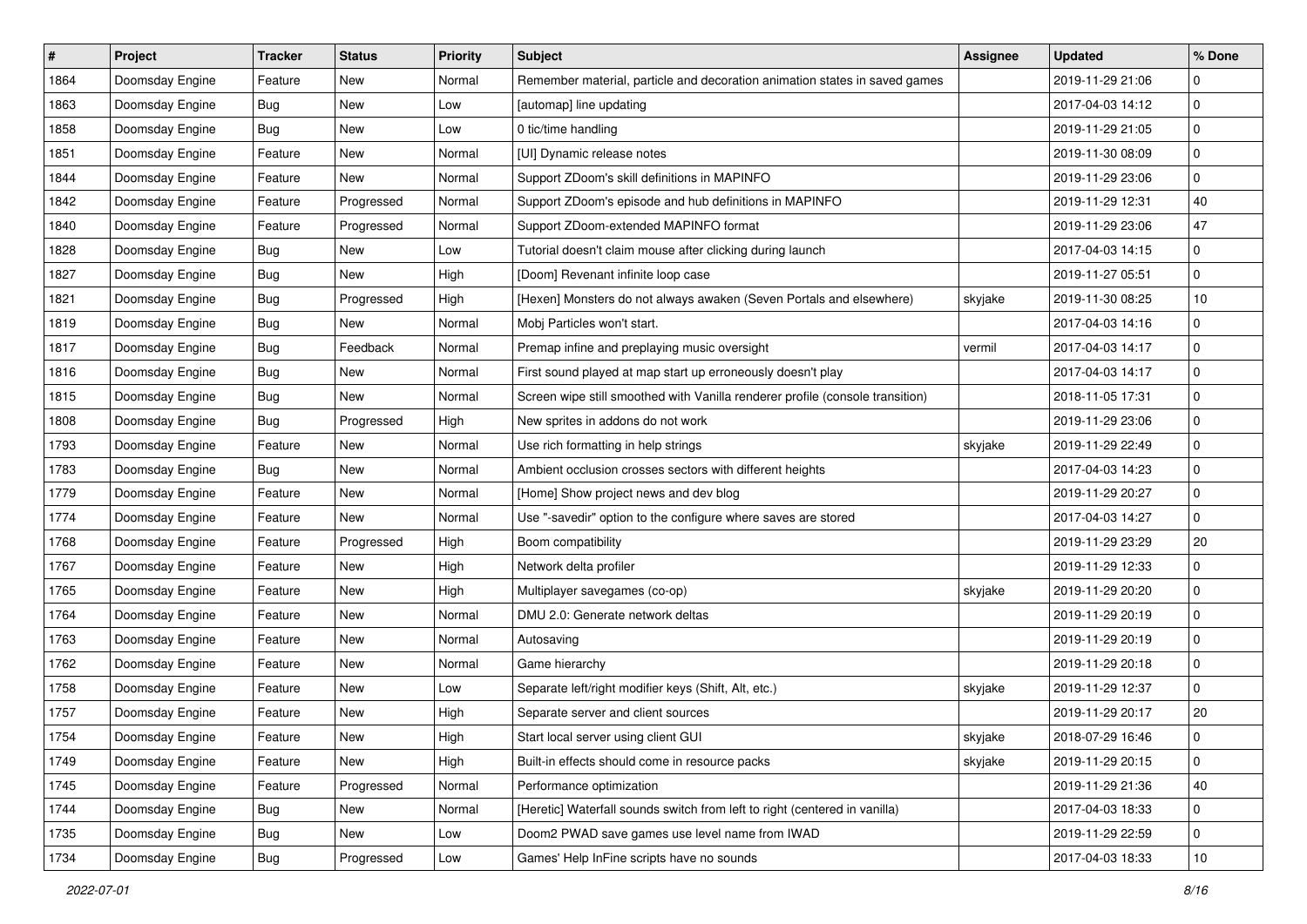| # | Project | Tracker | Status | Priority | Subject | Assignee | Updated | % Done |
|---|---|---|---|---|---|---|---|---|
| 1864 | Doomsday Engine | Feature | New | Normal | Remember material, particle and decoration animation states in saved games | | 2019-11-29 21:06 | 0 |
| 1863 | Doomsday Engine | Bug | New | Low | [automap] line updating | | 2017-04-03 14:12 | 0 |
| 1858 | Doomsday Engine | Bug | New | Low | 0 tic/time handling | | 2019-11-29 21:05 | 0 |
| 1851 | Doomsday Engine | Feature | New | Normal | [UI] Dynamic release notes | | 2019-11-30 08:09 | 0 |
| 1844 | Doomsday Engine | Feature | New | Normal | Support ZDoom's skill definitions in MAPINFO | | 2019-11-29 23:06 | 0 |
| 1842 | Doomsday Engine | Feature | Progressed | Normal | Support ZDoom's episode and hub definitions in MAPINFO | | 2019-11-29 12:31 | 40 |
| 1840 | Doomsday Engine | Feature | Progressed | Normal | Support ZDoom-extended MAPINFO format | | 2019-11-29 23:06 | 47 |
| 1828 | Doomsday Engine | Bug | New | Low | Tutorial doesn't claim mouse after clicking during launch | | 2017-04-03 14:15 | 0 |
| 1827 | Doomsday Engine | Bug | New | High | [Doom] Revenant infinite loop case | | 2019-11-27 05:51 | 0 |
| 1821 | Doomsday Engine | Bug | Progressed | High | [Hexen] Monsters do not always awaken (Seven Portals and elsewhere) | skyjake | 2019-11-30 08:25 | 10 |
| 1819 | Doomsday Engine | Bug | New | Normal | Mobj Particles won't start. | | 2017-04-03 14:16 | 0 |
| 1817 | Doomsday Engine | Bug | Feedback | Normal | Premap infine and preplaying music oversight | vermil | 2017-04-03 14:17 | 0 |
| 1816 | Doomsday Engine | Bug | New | Normal | First sound played at map start up erroneously doesn't play | | 2017-04-03 14:17 | 0 |
| 1815 | Doomsday Engine | Bug | New | Normal | Screen wipe still smoothed with Vanilla renderer profile (console transition) | | 2018-11-05 17:31 | 0 |
| 1808 | Doomsday Engine | Bug | Progressed | High | New sprites in addons do not work | | 2019-11-29 23:06 | 0 |
| 1793 | Doomsday Engine | Feature | New | Normal | Use rich formatting in help strings | skyjake | 2019-11-29 22:49 | 0 |
| 1783 | Doomsday Engine | Bug | New | Normal | Ambient occlusion crosses sectors with different heights | | 2017-04-03 14:23 | 0 |
| 1779 | Doomsday Engine | Feature | New | Normal | [Home] Show project news and dev blog | | 2019-11-29 20:27 | 0 |
| 1774 | Doomsday Engine | Feature | New | Normal | Use "-savedir" option to the configure where saves are stored | | 2017-04-03 14:27 | 0 |
| 1768 | Doomsday Engine | Feature | Progressed | High | Boom compatibility | | 2019-11-29 23:29 | 20 |
| 1767 | Doomsday Engine | Feature | New | High | Network delta profiler | | 2019-11-29 12:33 | 0 |
| 1765 | Doomsday Engine | Feature | New | High | Multiplayer savegames (co-op) | skyjake | 2019-11-29 20:20 | 0 |
| 1764 | Doomsday Engine | Feature | New | Normal | DMU 2.0: Generate network deltas | | 2019-11-29 20:19 | 0 |
| 1763 | Doomsday Engine | Feature | New | Normal | Autosaving | | 2019-11-29 20:19 | 0 |
| 1762 | Doomsday Engine | Feature | New | Normal | Game hierarchy | | 2019-11-29 20:18 | 0 |
| 1758 | Doomsday Engine | Feature | New | Low | Separate left/right modifier keys (Shift, Alt, etc.) | skyjake | 2019-11-29 12:37 | 0 |
| 1757 | Doomsday Engine | Feature | New | High | Separate server and client sources | | 2019-11-29 20:17 | 20 |
| 1754 | Doomsday Engine | Feature | New | High | Start local server using client GUI | skyjake | 2018-07-29 16:46 | 0 |
| 1749 | Doomsday Engine | Feature | New | High | Built-in effects should come in resource packs | skyjake | 2019-11-29 20:15 | 0 |
| 1745 | Doomsday Engine | Feature | Progressed | Normal | Performance optimization | | 2019-11-29 21:36 | 40 |
| 1744 | Doomsday Engine | Bug | New | Normal | [Heretic] Waterfall sounds switch from left to right (centered in vanilla) | | 2017-04-03 18:33 | 0 |
| 1735 | Doomsday Engine | Bug | New | Low | Doom2 PWAD save games use level name from IWAD | | 2019-11-29 22:59 | 0 |
| 1734 | Doomsday Engine | Bug | Progressed | Low | Games' Help InFine scripts have no sounds | | 2017-04-03 18:33 | 10 |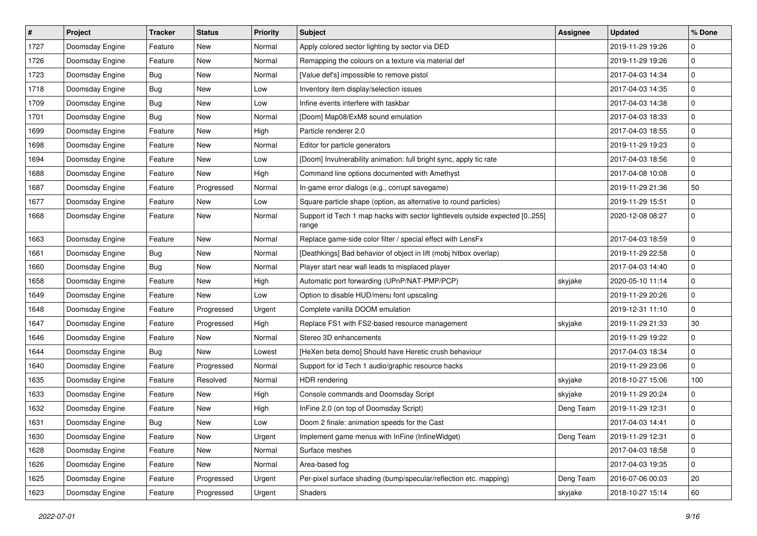| # | Project | Tracker | Status | Priority | Subject | Assignee | Updated | % Done |
|---|---|---|---|---|---|---|---|---|
| 1727 | Doomsday Engine | Feature | New | Normal | Apply colored sector lighting by sector via DED | | 2019-11-29 19:26 | 0 |
| 1726 | Doomsday Engine | Feature | New | Normal | Remapping the colours on a texture via material def | | 2019-11-29 19:26 | 0 |
| 1723 | Doomsday Engine | Bug | New | Normal | [Value def's] impossible to remove pistol | | 2017-04-03 14:34 | 0 |
| 1718 | Doomsday Engine | Bug | New | Low | Inventory item display/selection issues | | 2017-04-03 14:35 | 0 |
| 1709 | Doomsday Engine | Bug | New | Low | Infine events interfere with taskbar | | 2017-04-03 14:38 | 0 |
| 1701 | Doomsday Engine | Bug | New | Normal | [Doom] Map08/ExM8 sound emulation | | 2017-04-03 18:33 | 0 |
| 1699 | Doomsday Engine | Feature | New | High | Particle renderer 2.0 | | 2017-04-03 18:55 | 0 |
| 1698 | Doomsday Engine | Feature | New | Normal | Editor for particle generators | | 2019-11-29 19:23 | 0 |
| 1694 | Doomsday Engine | Feature | New | Low | [Doom] Invulnerability animation: full bright sync, apply tic rate | | 2017-04-03 18:56 | 0 |
| 1688 | Doomsday Engine | Feature | New | High | Command line options documented with Amethyst | | 2017-04-08 10:08 | 0 |
| 1687 | Doomsday Engine | Feature | Progressed | Normal | In-game error dialogs (e.g., corrupt savegame) | | 2019-11-29 21:36 | 50 |
| 1677 | Doomsday Engine | Feature | New | Low | Square particle shape (option, as alternative to round particles) | | 2019-11-29 15:51 | 0 |
| 1668 | Doomsday Engine | Feature | New | Normal | Support id Tech 1 map hacks with sector lightlevels outside expected [0..255] range | | 2020-12-08 08:27 | 0 |
| 1663 | Doomsday Engine | Feature | New | Normal | Replace game-side color filter / special effect with LensFx | | 2017-04-03 18:59 | 0 |
| 1661 | Doomsday Engine | Bug | New | Normal | [Deathkings] Bad behavior of object in lift (mobj hitbox overlap) | | 2019-11-29 22:58 | 0 |
| 1660 | Doomsday Engine | Bug | New | Normal | Player start near wall leads to misplaced player | | 2017-04-03 14:40 | 0 |
| 1658 | Doomsday Engine | Feature | New | High | Automatic port forwarding (UPnP/NAT-PMP/PCP) | skyjake | 2020-05-10 11:14 | 0 |
| 1649 | Doomsday Engine | Feature | New | Low | Option to disable HUD/menu font upscaling | | 2019-11-29 20:26 | 0 |
| 1648 | Doomsday Engine | Feature | Progressed | Urgent | Complete vanilla DOOM emulation | | 2019-12-31 11:10 | 0 |
| 1647 | Doomsday Engine | Feature | Progressed | High | Replace FS1 with FS2-based resource management | skyjake | 2019-11-29 21:33 | 30 |
| 1646 | Doomsday Engine | Feature | New | Normal | Stereo 3D enhancements | | 2019-11-29 19:22 | 0 |
| 1644 | Doomsday Engine | Bug | New | Lowest | [HeXen beta demo] Should have Heretic crush behaviour | | 2017-04-03 18:34 | 0 |
| 1640 | Doomsday Engine | Feature | Progressed | Normal | Support for id Tech 1 audio/graphic resource hacks | | 2019-11-29 23:06 | 0 |
| 1635 | Doomsday Engine | Feature | Resolved | Normal | HDR rendering | skyjake | 2018-10-27 15:06 | 100 |
| 1633 | Doomsday Engine | Feature | New | High | Console commands and Doomsday Script | skyjake | 2019-11-29 20:24 | 0 |
| 1632 | Doomsday Engine | Feature | New | High | InFine 2.0 (on top of Doomsday Script) | Deng Team | 2019-11-29 12:31 | 0 |
| 1631 | Doomsday Engine | Bug | New | Low | Doom 2 finale: animation speeds for the Cast | | 2017-04-03 14:41 | 0 |
| 1630 | Doomsday Engine | Feature | New | Urgent | Implement game menus with InFine (InfineWidget) | Deng Team | 2019-11-29 12:31 | 0 |
| 1628 | Doomsday Engine | Feature | New | Normal | Surface meshes | | 2017-04-03 18:58 | 0 |
| 1626 | Doomsday Engine | Feature | New | Normal | Area-based fog | | 2017-04-03 19:35 | 0 |
| 1625 | Doomsday Engine | Feature | Progressed | Urgent | Per-pixel surface shading (bump/specular/reflection etc. mapping) | Deng Team | 2016-07-06 00:03 | 20 |
| 1623 | Doomsday Engine | Feature | Progressed | Urgent | Shaders | skyjake | 2018-10-27 15:14 | 60 |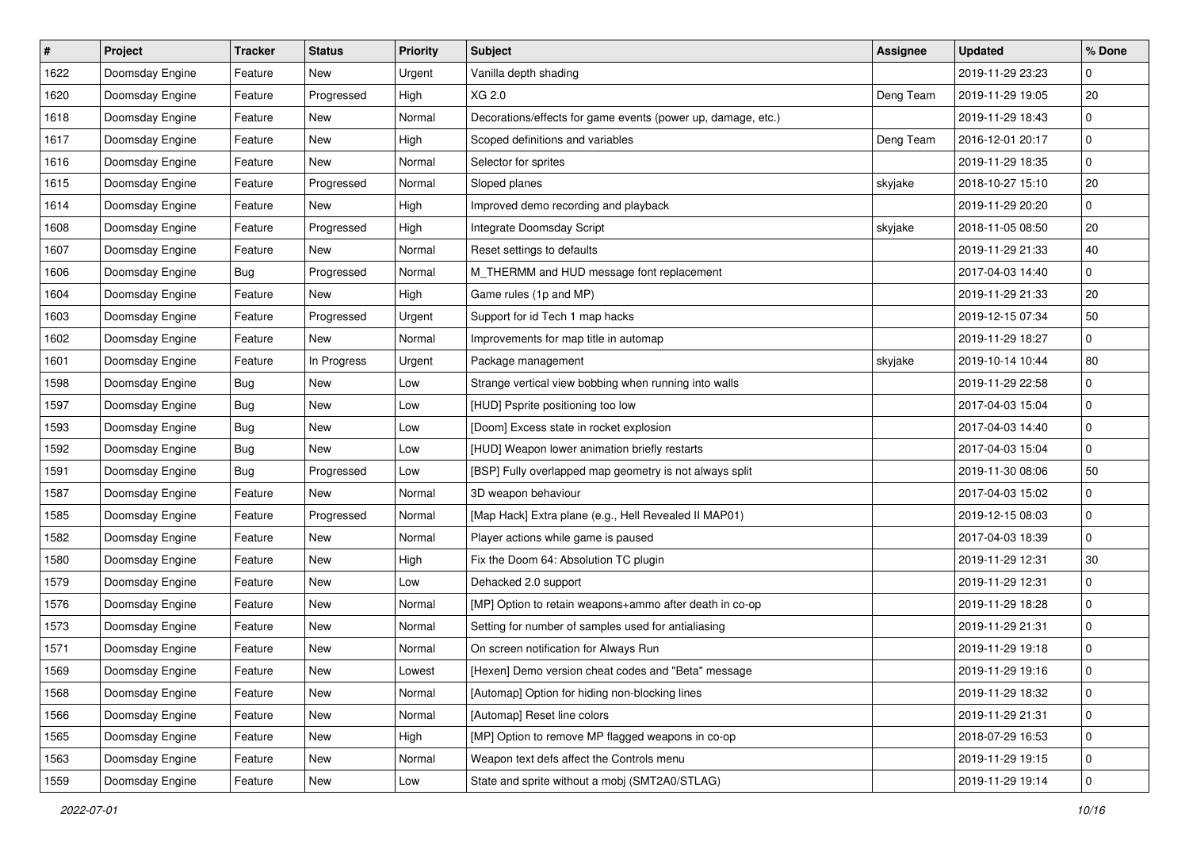| # | Project | Tracker | Status | Priority | Subject | Assignee | Updated | % Done |
|---|---|---|---|---|---|---|---|---|
| 1622 | Doomsday Engine | Feature | New | Urgent | Vanilla depth shading | | 2019-11-29 23:23 | 0 |
| 1620 | Doomsday Engine | Feature | Progressed | High | XG 2.0 | Deng Team | 2019-11-29 19:05 | 20 |
| 1618 | Doomsday Engine | Feature | New | Normal | Decorations/effects for game events (power up, damage, etc.) | | 2019-11-29 18:43 | 0 |
| 1617 | Doomsday Engine | Feature | New | High | Scoped definitions and variables | Deng Team | 2016-12-01 20:17 | 0 |
| 1616 | Doomsday Engine | Feature | New | Normal | Selector for sprites | | 2019-11-29 18:35 | 0 |
| 1615 | Doomsday Engine | Feature | Progressed | Normal | Sloped planes | skyjake | 2018-10-27 15:10 | 20 |
| 1614 | Doomsday Engine | Feature | New | High | Improved demo recording and playback | | 2019-11-29 20:20 | 0 |
| 1608 | Doomsday Engine | Feature | Progressed | High | Integrate Doomsday Script | skyjake | 2018-11-05 08:50 | 20 |
| 1607 | Doomsday Engine | Feature | New | Normal | Reset settings to defaults | | 2019-11-29 21:33 | 40 |
| 1606 | Doomsday Engine | Bug | Progressed | Normal | M_THERMM and HUD message font replacement | | 2017-04-03 14:40 | 0 |
| 1604 | Doomsday Engine | Feature | New | High | Game rules (1p and MP) | | 2019-11-29 21:33 | 20 |
| 1603 | Doomsday Engine | Feature | Progressed | Urgent | Support for id Tech 1 map hacks | | 2019-12-15 07:34 | 50 |
| 1602 | Doomsday Engine | Feature | New | Normal | Improvements for map title in automap | | 2019-11-29 18:27 | 0 |
| 1601 | Doomsday Engine | Feature | In Progress | Urgent | Package management | skyjake | 2019-10-14 10:44 | 80 |
| 1598 | Doomsday Engine | Bug | New | Low | Strange vertical view bobbing when running into walls | | 2019-11-29 22:58 | 0 |
| 1597 | Doomsday Engine | Bug | New | Low | [HUD] Psprite positioning too low | | 2017-04-03 15:04 | 0 |
| 1593 | Doomsday Engine | Bug | New | Low | [Doom] Excess state in rocket explosion | | 2017-04-03 14:40 | 0 |
| 1592 | Doomsday Engine | Bug | New | Low | [HUD] Weapon lower animation briefly restarts | | 2017-04-03 15:04 | 0 |
| 1591 | Doomsday Engine | Bug | Progressed | Low | [BSP] Fully overlapped map geometry is not always split | | 2019-11-30 08:06 | 50 |
| 1587 | Doomsday Engine | Feature | New | Normal | 3D weapon behaviour | | 2017-04-03 15:02 | 0 |
| 1585 | Doomsday Engine | Feature | Progressed | Normal | [Map Hack] Extra plane (e.g., Hell Revealed II MAP01) | | 2019-12-15 08:03 | 0 |
| 1582 | Doomsday Engine | Feature | New | Normal | Player actions while game is paused | | 2017-04-03 18:39 | 0 |
| 1580 | Doomsday Engine | Feature | New | High | Fix the Doom 64: Absolution TC plugin | | 2019-11-29 12:31 | 30 |
| 1579 | Doomsday Engine | Feature | New | Low | Dehacked 2.0 support | | 2019-11-29 12:31 | 0 |
| 1576 | Doomsday Engine | Feature | New | Normal | [MP] Option to retain weapons+ammo after death in co-op | | 2019-11-29 18:28 | 0 |
| 1573 | Doomsday Engine | Feature | New | Normal | Setting for number of samples used for antialiasing | | 2019-11-29 21:31 | 0 |
| 1571 | Doomsday Engine | Feature | New | Normal | On screen notification for Always Run | | 2019-11-29 19:18 | 0 |
| 1569 | Doomsday Engine | Feature | New | Lowest | [Hexen] Demo version cheat codes and "Beta" message | | 2019-11-29 19:16 | 0 |
| 1568 | Doomsday Engine | Feature | New | Normal | [Automap] Option for hiding non-blocking lines | | 2019-11-29 18:32 | 0 |
| 1566 | Doomsday Engine | Feature | New | Normal | [Automap] Reset line colors | | 2019-11-29 21:31 | 0 |
| 1565 | Doomsday Engine | Feature | New | High | [MP] Option to remove MP flagged weapons in co-op | | 2018-07-29 16:53 | 0 |
| 1563 | Doomsday Engine | Feature | New | Normal | Weapon text defs affect the Controls menu | | 2019-11-29 19:15 | 0 |
| 1559 | Doomsday Engine | Feature | New | Low | State and sprite without a mobj (SMT2A0/STLAG) | | 2019-11-29 19:14 | 0 |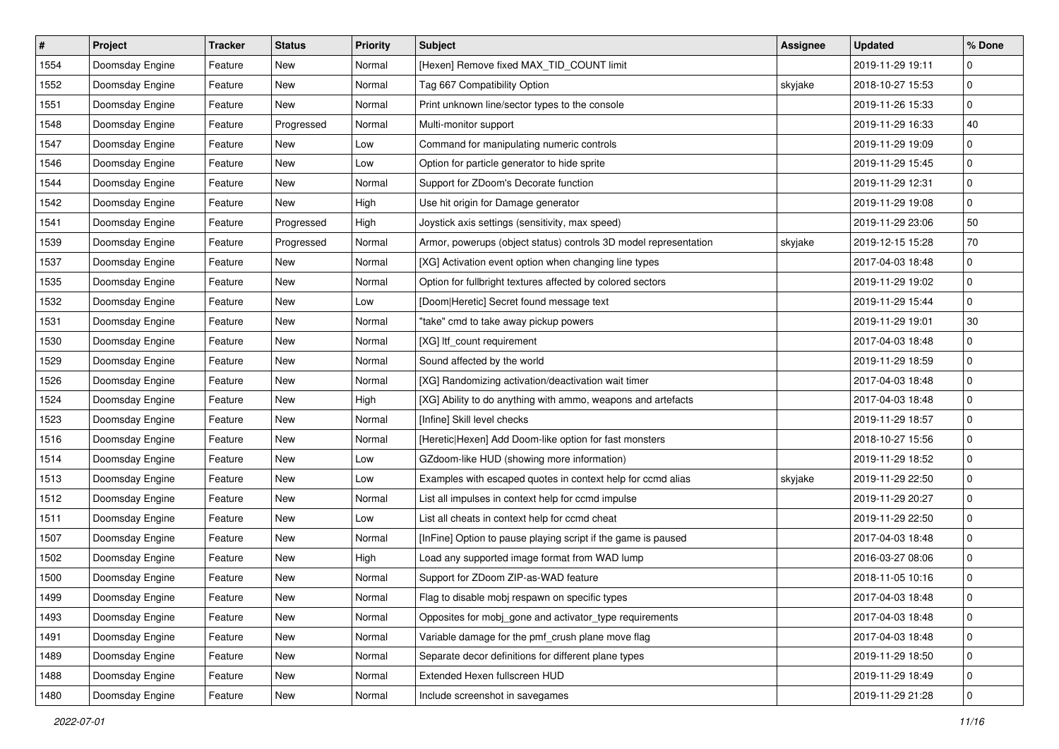| # | Project | Tracker | Status | Priority | Subject | Assignee | Updated | % Done |
|---|---|---|---|---|---|---|---|---|
| 1554 | Doomsday Engine | Feature | New | Normal | [Hexen] Remove fixed MAX_TID_COUNT limit | | 2019-11-29 19:11 | 0 |
| 1552 | Doomsday Engine | Feature | New | Normal | Tag 667 Compatibility Option | skyjake | 2018-10-27 15:53 | 0 |
| 1551 | Doomsday Engine | Feature | New | Normal | Print unknown line/sector types to the console | | 2019-11-26 15:33 | 0 |
| 1548 | Doomsday Engine | Feature | Progressed | Normal | Multi-monitor support | | 2019-11-29 16:33 | 40 |
| 1547 | Doomsday Engine | Feature | New | Low | Command for manipulating numeric controls | | 2019-11-29 19:09 | 0 |
| 1546 | Doomsday Engine | Feature | New | Low | Option for particle generator to hide sprite | | 2019-11-29 15:45 | 0 |
| 1544 | Doomsday Engine | Feature | New | Normal | Support for ZDoom's Decorate function | | 2019-11-29 12:31 | 0 |
| 1542 | Doomsday Engine | Feature | New | High | Use hit origin for Damage generator | | 2019-11-29 19:08 | 0 |
| 1541 | Doomsday Engine | Feature | Progressed | High | Joystick axis settings (sensitivity, max speed) | | 2019-11-29 23:06 | 50 |
| 1539 | Doomsday Engine | Feature | Progressed | Normal | Armor, powerups (object status) controls 3D model representation | skyjake | 2019-12-15 15:28 | 70 |
| 1537 | Doomsday Engine | Feature | New | Normal | [XG] Activation event option when changing line types | | 2017-04-03 18:48 | 0 |
| 1535 | Doomsday Engine | Feature | New | Normal | Option for fullbright textures affected by colored sectors | | 2019-11-29 19:02 | 0 |
| 1532 | Doomsday Engine | Feature | New | Low | [Doom\|Heretic] Secret found message text | | 2019-11-29 15:44 | 0 |
| 1531 | Doomsday Engine | Feature | New | Normal | "take" cmd to take away pickup powers | | 2019-11-29 19:01 | 30 |
| 1530 | Doomsday Engine | Feature | New | Normal | [XG] ltf_count requirement | | 2017-04-03 18:48 | 0 |
| 1529 | Doomsday Engine | Feature | New | Normal | Sound affected by the world | | 2019-11-29 18:59 | 0 |
| 1526 | Doomsday Engine | Feature | New | Normal | [XG] Randomizing activation/deactivation wait timer | | 2017-04-03 18:48 | 0 |
| 1524 | Doomsday Engine | Feature | New | High | [XG] Ability to do anything with ammo, weapons and artefacts | | 2017-04-03 18:48 | 0 |
| 1523 | Doomsday Engine | Feature | New | Normal | [Infine] Skill level checks | | 2019-11-29 18:57 | 0 |
| 1516 | Doomsday Engine | Feature | New | Normal | [Heretic\|Hexen] Add Doom-like option for fast monsters | | 2018-10-27 15:56 | 0 |
| 1514 | Doomsday Engine | Feature | New | Low | GZdoom-like HUD (showing more information) | | 2019-11-29 18:52 | 0 |
| 1513 | Doomsday Engine | Feature | New | Low | Examples with escaped quotes in context help for ccmd alias | skyjake | 2019-11-29 22:50 | 0 |
| 1512 | Doomsday Engine | Feature | New | Normal | List all impulses in context help for ccmd impulse | | 2019-11-29 20:27 | 0 |
| 1511 | Doomsday Engine | Feature | New | Low | List all cheats in context help for ccmd cheat | | 2019-11-29 22:50 | 0 |
| 1507 | Doomsday Engine | Feature | New | Normal | [InFine] Option to pause playing script if the game is paused | | 2017-04-03 18:48 | 0 |
| 1502 | Doomsday Engine | Feature | New | High | Load any supported image format from WAD lump | | 2016-03-27 08:06 | 0 |
| 1500 | Doomsday Engine | Feature | New | Normal | Support for ZDoom ZIP-as-WAD feature | | 2018-11-05 10:16 | 0 |
| 1499 | Doomsday Engine | Feature | New | Normal | Flag to disable mobj respawn on specific types | | 2017-04-03 18:48 | 0 |
| 1493 | Doomsday Engine | Feature | New | Normal | Opposites for mobj_gone and activator_type requirements | | 2017-04-03 18:48 | 0 |
| 1491 | Doomsday Engine | Feature | New | Normal | Variable damage for the pmf_crush plane move flag | | 2017-04-03 18:48 | 0 |
| 1489 | Doomsday Engine | Feature | New | Normal | Separate decor definitions for different plane types | | 2019-11-29 18:50 | 0 |
| 1488 | Doomsday Engine | Feature | New | Normal | Extended Hexen fullscreen HUD | | 2019-11-29 18:49 | 0 |
| 1480 | Doomsday Engine | Feature | New | Normal | Include screenshot in savegames | | 2019-11-29 21:28 | 0 |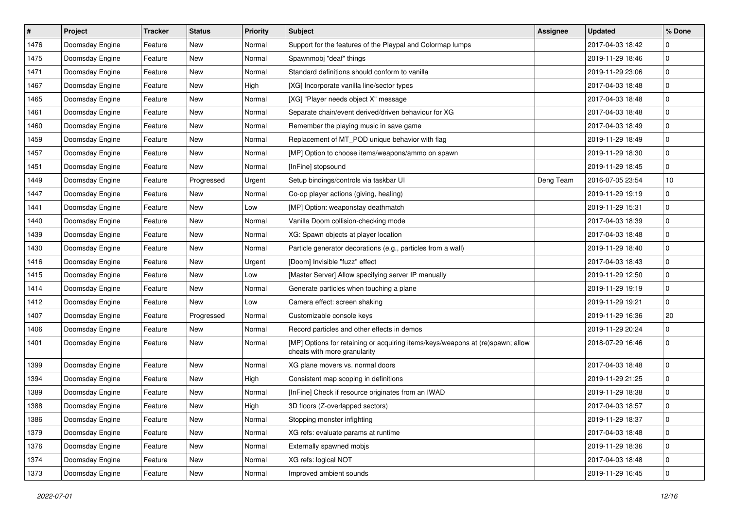| # | Project | Tracker | Status | Priority | Subject | Assignee | Updated | % Done |
|---|---|---|---|---|---|---|---|---|
| 1476 | Doomsday Engine | Feature | New | Normal | Support for the features of the Playpal and Colormap lumps | | 2017-04-03 18:42 | 0 |
| 1475 | Doomsday Engine | Feature | New | Normal | Spawnmobj "deaf" things | | 2019-11-29 18:46 | 0 |
| 1471 | Doomsday Engine | Feature | New | Normal | Standard definitions should conform to vanilla | | 2019-11-29 23:06 | 0 |
| 1467 | Doomsday Engine | Feature | New | High | [XG] Incorporate vanilla line/sector types | | 2017-04-03 18:48 | 0 |
| 1465 | Doomsday Engine | Feature | New | Normal | [XG] "Player needs object X" message | | 2017-04-03 18:48 | 0 |
| 1461 | Doomsday Engine | Feature | New | Normal | Separate chain/event derived/driven behaviour for XG | | 2017-04-03 18:48 | 0 |
| 1460 | Doomsday Engine | Feature | New | Normal | Remember the playing music in save game | | 2017-04-03 18:49 | 0 |
| 1459 | Doomsday Engine | Feature | New | Normal | Replacement of MT_POD unique behavior with flag | | 2019-11-29 18:49 | 0 |
| 1457 | Doomsday Engine | Feature | New | Normal | [MP] Option to choose items/weapons/ammo on spawn | | 2019-11-29 18:30 | 0 |
| 1451 | Doomsday Engine | Feature | New | Normal | [InFine] stopsound | | 2019-11-29 18:45 | 0 |
| 1449 | Doomsday Engine | Feature | Progressed | Urgent | Setup bindings/controls via taskbar UI | Deng Team | 2016-07-05 23:54 | 10 |
| 1447 | Doomsday Engine | Feature | New | Normal | Co-op player actions (giving, healing) | | 2019-11-29 19:19 | 0 |
| 1441 | Doomsday Engine | Feature | New | Low | [MP] Option: weaponstay deathmatch | | 2019-11-29 15:31 | 0 |
| 1440 | Doomsday Engine | Feature | New | Normal | Vanilla Doom collision-checking mode | | 2017-04-03 18:39 | 0 |
| 1439 | Doomsday Engine | Feature | New | Normal | XG: Spawn objects at player location | | 2017-04-03 18:48 | 0 |
| 1430 | Doomsday Engine | Feature | New | Normal | Particle generator decorations (e.g., particles from a wall) | | 2019-11-29 18:40 | 0 |
| 1416 | Doomsday Engine | Feature | New | Urgent | [Doom] Invisible "fuzz" effect | | 2017-04-03 18:43 | 0 |
| 1415 | Doomsday Engine | Feature | New | Low | [Master Server] Allow specifying server IP manually | | 2019-11-29 12:50 | 0 |
| 1414 | Doomsday Engine | Feature | New | Normal | Generate particles when touching a plane | | 2019-11-29 19:19 | 0 |
| 1412 | Doomsday Engine | Feature | New | Low | Camera effect: screen shaking | | 2019-11-29 19:21 | 0 |
| 1407 | Doomsday Engine | Feature | Progressed | Normal | Customizable console keys | | 2019-11-29 16:36 | 20 |
| 1406 | Doomsday Engine | Feature | New | Normal | Record particles and other effects in demos | | 2019-11-29 20:24 | 0 |
| 1401 | Doomsday Engine | Feature | New | Normal | [MP] Options for retaining or acquiring items/keys/weapons at (re)spawn; allow cheats with more granularity | | 2018-07-29 16:46 | 0 |
| 1399 | Doomsday Engine | Feature | New | Normal | XG plane movers vs. normal doors | | 2017-04-03 18:48 | 0 |
| 1394 | Doomsday Engine | Feature | New | High | Consistent map scoping in definitions | | 2019-11-29 21:25 | 0 |
| 1389 | Doomsday Engine | Feature | New | Normal | [InFine] Check if resource originates from an IWAD | | 2019-11-29 18:38 | 0 |
| 1388 | Doomsday Engine | Feature | New | High | 3D floors (Z-overlapped sectors) | | 2017-04-03 18:57 | 0 |
| 1386 | Doomsday Engine | Feature | New | Normal | Stopping monster infighting | | 2019-11-29 18:37 | 0 |
| 1379 | Doomsday Engine | Feature | New | Normal | XG refs: evaluate params at runtime | | 2017-04-03 18:48 | 0 |
| 1376 | Doomsday Engine | Feature | New | Normal | Externally spawned mobjs | | 2019-11-29 18:36 | 0 |
| 1374 | Doomsday Engine | Feature | New | Normal | XG refs: logical NOT | | 2017-04-03 18:48 | 0 |
| 1373 | Doomsday Engine | Feature | New | Normal | Improved ambient sounds | | 2019-11-29 16:45 | 0 |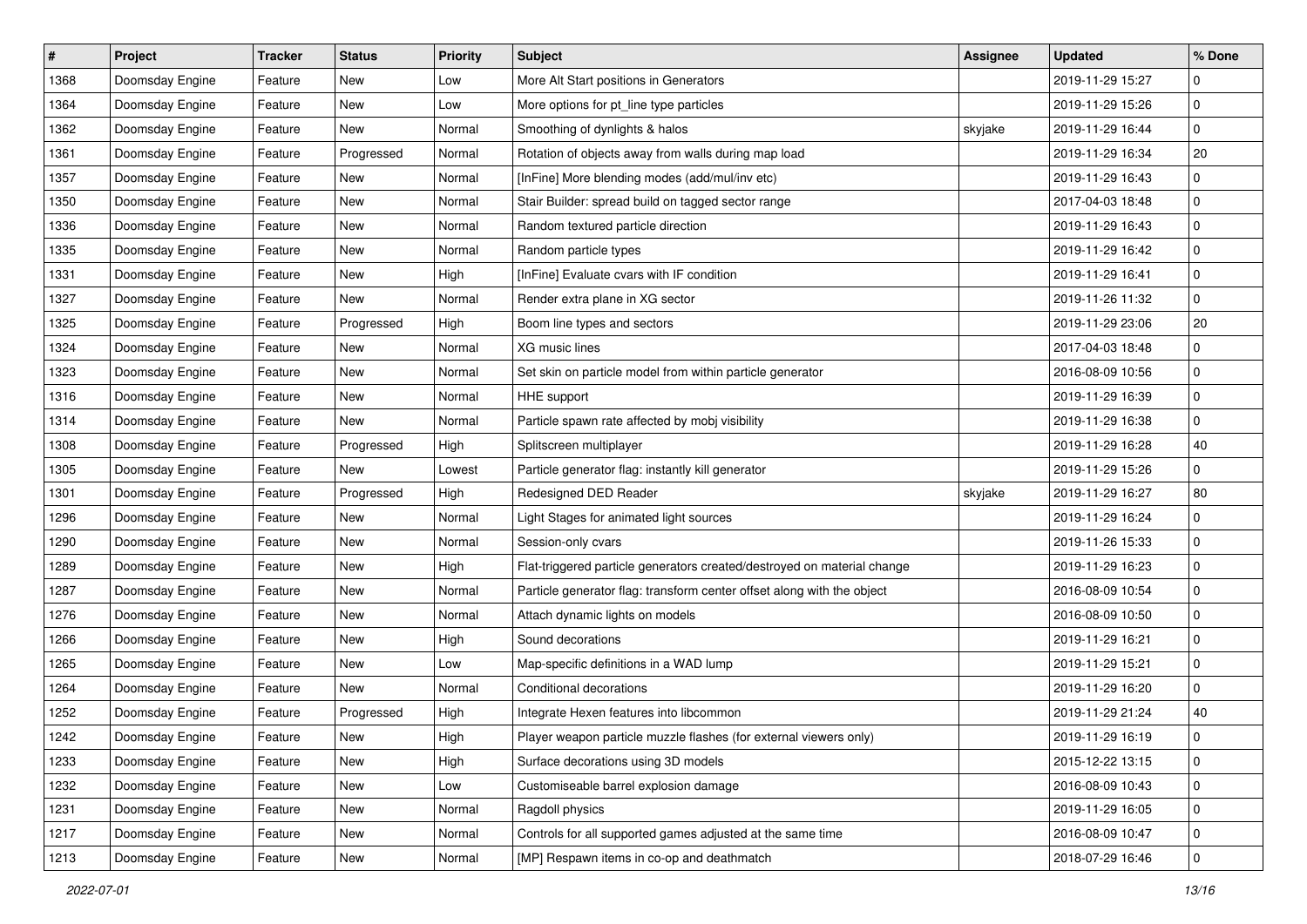| # | Project | Tracker | Status | Priority | Subject | Assignee | Updated | % Done |
|---|---|---|---|---|---|---|---|---|
| 1368 | Doomsday Engine | Feature | New | Low | More Alt Start positions in Generators | | 2019-11-29 15:27 | 0 |
| 1364 | Doomsday Engine | Feature | New | Low | More options for pt_line type particles | | 2019-11-29 15:26 | 0 |
| 1362 | Doomsday Engine | Feature | New | Normal | Smoothing of dynlights & halos | skyjake | 2019-11-29 16:44 | 0 |
| 1361 | Doomsday Engine | Feature | Progressed | Normal | Rotation of objects away from walls during map load | | 2019-11-29 16:34 | 20 |
| 1357 | Doomsday Engine | Feature | New | Normal | [InFine] More blending modes (add/mul/inv etc) | | 2019-11-29 16:43 | 0 |
| 1350 | Doomsday Engine | Feature | New | Normal | Stair Builder: spread build on tagged sector range | | 2017-04-03 18:48 | 0 |
| 1336 | Doomsday Engine | Feature | New | Normal | Random textured particle direction | | 2019-11-29 16:43 | 0 |
| 1335 | Doomsday Engine | Feature | New | Normal | Random particle types | | 2019-11-29 16:42 | 0 |
| 1331 | Doomsday Engine | Feature | New | High | [InFine] Evaluate cvars with IF condition | | 2019-11-29 16:41 | 0 |
| 1327 | Doomsday Engine | Feature | New | Normal | Render extra plane in XG sector | | 2019-11-26 11:32 | 0 |
| 1325 | Doomsday Engine | Feature | Progressed | High | Boom line types and sectors | | 2019-11-29 23:06 | 20 |
| 1324 | Doomsday Engine | Feature | New | Normal | XG music lines | | 2017-04-03 18:48 | 0 |
| 1323 | Doomsday Engine | Feature | New | Normal | Set skin on particle model from within particle generator | | 2016-08-09 10:56 | 0 |
| 1316 | Doomsday Engine | Feature | New | Normal | HHE support | | 2019-11-29 16:39 | 0 |
| 1314 | Doomsday Engine | Feature | New | Normal | Particle spawn rate affected by mobj visibility | | 2019-11-29 16:38 | 0 |
| 1308 | Doomsday Engine | Feature | Progressed | High | Splitscreen multiplayer | | 2019-11-29 16:28 | 40 |
| 1305 | Doomsday Engine | Feature | New | Lowest | Particle generator flag: instantly kill generator | | 2019-11-29 15:26 | 0 |
| 1301 | Doomsday Engine | Feature | Progressed | High | Redesigned DED Reader | skyjake | 2019-11-29 16:27 | 80 |
| 1296 | Doomsday Engine | Feature | New | Normal | Light Stages for animated light sources | | 2019-11-29 16:24 | 0 |
| 1290 | Doomsday Engine | Feature | New | Normal | Session-only cvars | | 2019-11-26 15:33 | 0 |
| 1289 | Doomsday Engine | Feature | New | High | Flat-triggered particle generators created/destroyed on material change | | 2019-11-29 16:23 | 0 |
| 1287 | Doomsday Engine | Feature | New | Normal | Particle generator flag: transform center offset along with the object | | 2016-08-09 10:54 | 0 |
| 1276 | Doomsday Engine | Feature | New | Normal | Attach dynamic lights on models | | 2016-08-09 10:50 | 0 |
| 1266 | Doomsday Engine | Feature | New | High | Sound decorations | | 2019-11-29 16:21 | 0 |
| 1265 | Doomsday Engine | Feature | New | Low | Map-specific definitions in a WAD lump | | 2019-11-29 15:21 | 0 |
| 1264 | Doomsday Engine | Feature | New | Normal | Conditional decorations | | 2019-11-29 16:20 | 0 |
| 1252 | Doomsday Engine | Feature | Progressed | High | Integrate Hexen features into libcommon | | 2019-11-29 21:24 | 40 |
| 1242 | Doomsday Engine | Feature | New | High | Player weapon particle muzzle flashes (for external viewers only) | | 2019-11-29 16:19 | 0 |
| 1233 | Doomsday Engine | Feature | New | High | Surface decorations using 3D models | | 2015-12-22 13:15 | 0 |
| 1232 | Doomsday Engine | Feature | New | Low | Customiseable barrel explosion damage | | 2016-08-09 10:43 | 0 |
| 1231 | Doomsday Engine | Feature | New | Normal | Ragdoll physics | | 2019-11-29 16:05 | 0 |
| 1217 | Doomsday Engine | Feature | New | Normal | Controls for all supported games adjusted at the same time | | 2016-08-09 10:47 | 0 |
| 1213 | Doomsday Engine | Feature | New | Normal | [MP] Respawn items in co-op and deathmatch | | 2018-07-29 16:46 | 0 |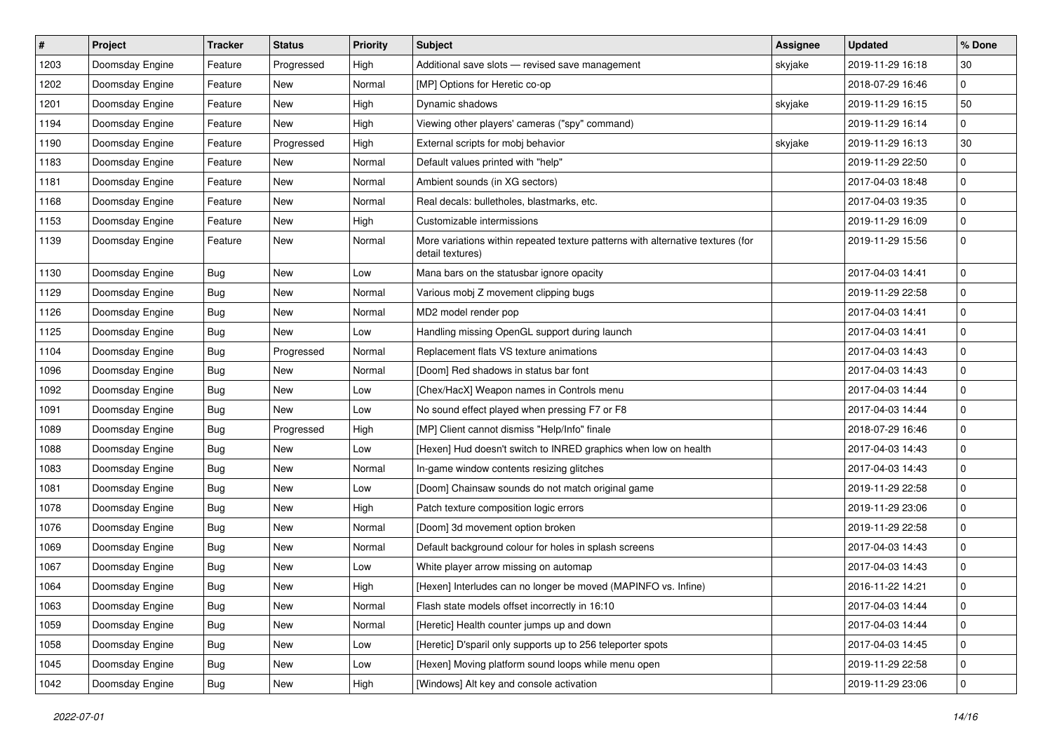| # | Project | Tracker | Status | Priority | Subject | Assignee | Updated | % Done |
|---|---|---|---|---|---|---|---|---|
| 1203 | Doomsday Engine | Feature | Progressed | High | Additional save slots — revised save management | skyjake | 2019-11-29 16:18 | 30 |
| 1202 | Doomsday Engine | Feature | New | Normal | [MP] Options for Heretic co-op | | 2018-07-29 16:46 | 0 |
| 1201 | Doomsday Engine | Feature | New | High | Dynamic shadows | skyjake | 2019-11-29 16:15 | 50 |
| 1194 | Doomsday Engine | Feature | New | High | Viewing other players' cameras ("spy" command) | | 2019-11-29 16:14 | 0 |
| 1190 | Doomsday Engine | Feature | Progressed | High | External scripts for mobj behavior | skyjake | 2019-11-29 16:13 | 30 |
| 1183 | Doomsday Engine | Feature | New | Normal | Default values printed with "help" | | 2019-11-29 22:50 | 0 |
| 1181 | Doomsday Engine | Feature | New | Normal | Ambient sounds (in XG sectors) | | 2017-04-03 18:48 | 0 |
| 1168 | Doomsday Engine | Feature | New | Normal | Real decals: bulletholes, blastmarks, etc. | | 2017-04-03 19:35 | 0 |
| 1153 | Doomsday Engine | Feature | New | High | Customizable intermissions | | 2019-11-29 16:09 | 0 |
| 1139 | Doomsday Engine | Feature | New | Normal | More variations within repeated texture patterns with alternative textures (for detail textures) | | 2019-11-29 15:56 | 0 |
| 1130 | Doomsday Engine | Bug | New | Low | Mana bars on the statusbar ignore opacity | | 2017-04-03 14:41 | 0 |
| 1129 | Doomsday Engine | Bug | New | Normal | Various mobj Z movement clipping bugs | | 2019-11-29 22:58 | 0 |
| 1126 | Doomsday Engine | Bug | New | Normal | MD2 model render pop | | 2017-04-03 14:41 | 0 |
| 1125 | Doomsday Engine | Bug | New | Low | Handling missing OpenGL support during launch | | 2017-04-03 14:41 | 0 |
| 1104 | Doomsday Engine | Bug | Progressed | Normal | Replacement flats VS texture animations | | 2017-04-03 14:43 | 0 |
| 1096 | Doomsday Engine | Bug | New | Normal | [Doom] Red shadows in status bar font | | 2017-04-03 14:43 | 0 |
| 1092 | Doomsday Engine | Bug | New | Low | [Chex/HacX] Weapon names in Controls menu | | 2017-04-03 14:44 | 0 |
| 1091 | Doomsday Engine | Bug | New | Low | No sound effect played when pressing F7 or F8 | | 2017-04-03 14:44 | 0 |
| 1089 | Doomsday Engine | Bug | Progressed | High | [MP] Client cannot dismiss "Help/Info" finale | | 2018-07-29 16:46 | 0 |
| 1088 | Doomsday Engine | Bug | New | Low | [Hexen] Hud doesn't switch to INRED graphics when low on health | | 2017-04-03 14:43 | 0 |
| 1083 | Doomsday Engine | Bug | New | Normal | In-game window contents resizing glitches | | 2017-04-03 14:43 | 0 |
| 1081 | Doomsday Engine | Bug | New | Low | [Doom] Chainsaw sounds do not match original game | | 2019-11-29 22:58 | 0 |
| 1078 | Doomsday Engine | Bug | New | High | Patch texture composition logic errors | | 2019-11-29 23:06 | 0 |
| 1076 | Doomsday Engine | Bug | New | Normal | [Doom] 3d movement option broken | | 2019-11-29 22:58 | 0 |
| 1069 | Doomsday Engine | Bug | New | Normal | Default background colour for holes in splash screens | | 2017-04-03 14:43 | 0 |
| 1067 | Doomsday Engine | Bug | New | Low | White player arrow missing on automap | | 2017-04-03 14:43 | 0 |
| 1064 | Doomsday Engine | Bug | New | High | [Hexen] Interludes can no longer be moved (MAPINFO vs. Infine) | | 2016-11-22 14:21 | 0 |
| 1063 | Doomsday Engine | Bug | New | Normal | Flash state models offset incorrectly in 16:10 | | 2017-04-03 14:44 | 0 |
| 1059 | Doomsday Engine | Bug | New | Normal | [Heretic] Health counter jumps up and down | | 2017-04-03 14:44 | 0 |
| 1058 | Doomsday Engine | Bug | New | Low | [Heretic] D'sparil only supports up to 256 teleporter spots | | 2017-04-03 14:45 | 0 |
| 1045 | Doomsday Engine | Bug | New | Low | [Hexen] Moving platform sound loops while menu open | | 2019-11-29 22:58 | 0 |
| 1042 | Doomsday Engine | Bug | New | High | [Windows] Alt key and console activation | | 2019-11-29 23:06 | 0 |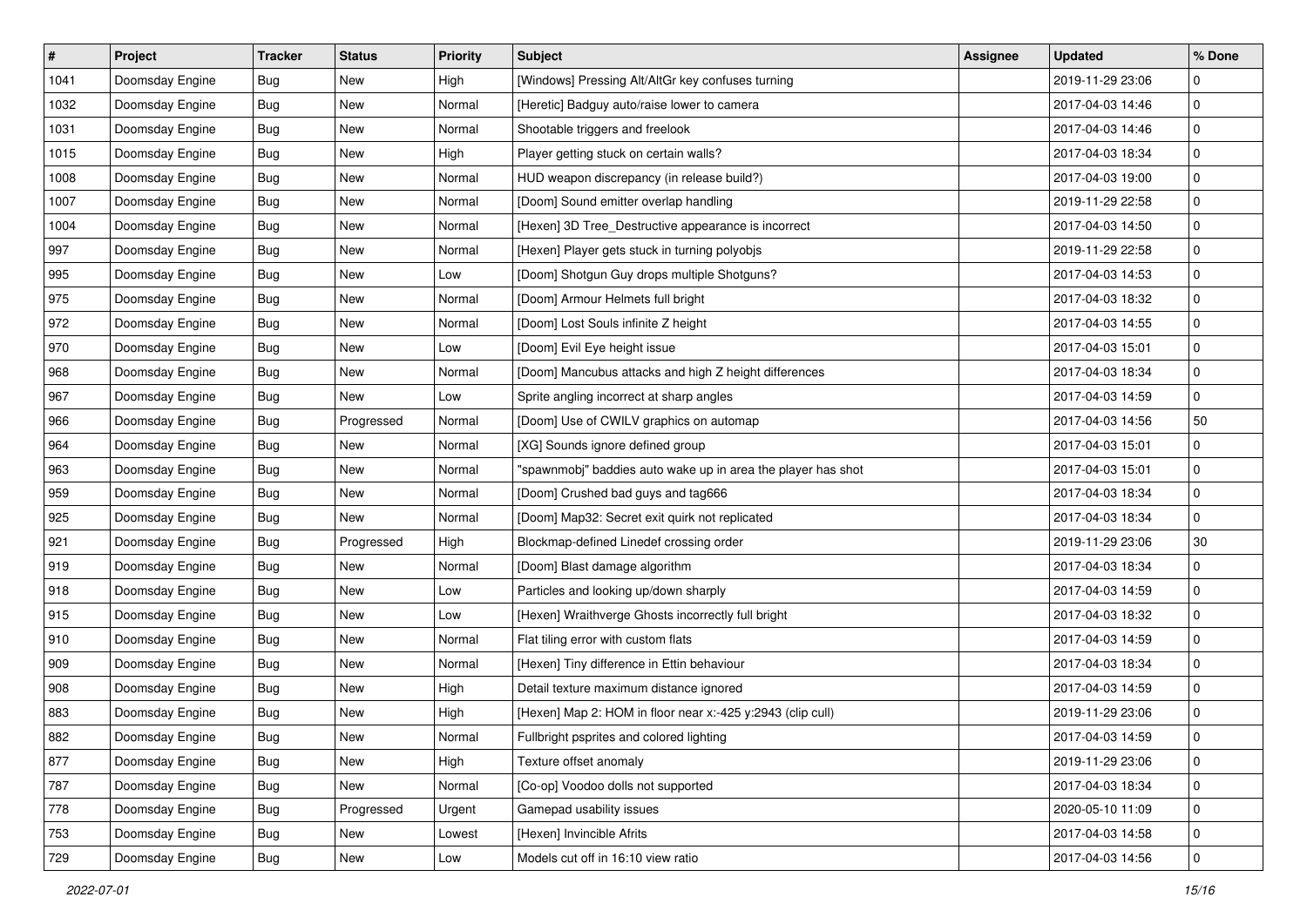| # | Project | Tracker | Status | Priority | Subject | Assignee | Updated | % Done |
|---|---|---|---|---|---|---|---|---|
| 1041 | Doomsday Engine | Bug | New | High | [Windows] Pressing Alt/AltGr key confuses turning | | 2019-11-29 23:06 | 0 |
| 1032 | Doomsday Engine | Bug | New | Normal | [Heretic] Badguy auto/raise lower to camera | | 2017-04-03 14:46 | 0 |
| 1031 | Doomsday Engine | Bug | New | Normal | Shootable triggers and freelook | | 2017-04-03 14:46 | 0 |
| 1015 | Doomsday Engine | Bug | New | High | Player getting stuck on certain walls? | | 2017-04-03 18:34 | 0 |
| 1008 | Doomsday Engine | Bug | New | Normal | HUD weapon discrepancy (in release build?) | | 2017-04-03 19:00 | 0 |
| 1007 | Doomsday Engine | Bug | New | Normal | [Doom] Sound emitter overlap handling | | 2019-11-29 22:58 | 0 |
| 1004 | Doomsday Engine | Bug | New | Normal | [Hexen] 3D Tree_Destructive appearance is incorrect | | 2017-04-03 14:50 | 0 |
| 997 | Doomsday Engine | Bug | New | Normal | [Hexen] Player gets stuck in turning polyobjs | | 2019-11-29 22:58 | 0 |
| 995 | Doomsday Engine | Bug | New | Low | [Doom] Shotgun Guy drops multiple Shotguns? | | 2017-04-03 14:53 | 0 |
| 975 | Doomsday Engine | Bug | New | Normal | [Doom] Armour Helmets full bright | | 2017-04-03 18:32 | 0 |
| 972 | Doomsday Engine | Bug | New | Normal | [Doom] Lost Souls infinite Z height | | 2017-04-03 14:55 | 0 |
| 970 | Doomsday Engine | Bug | New | Low | [Doom] Evil Eye height issue | | 2017-04-03 15:01 | 0 |
| 968 | Doomsday Engine | Bug | New | Normal | [Doom] Mancubus attacks and high Z height differences | | 2017-04-03 18:34 | 0 |
| 967 | Doomsday Engine | Bug | New | Low | Sprite angling incorrect at sharp angles | | 2017-04-03 14:59 | 0 |
| 966 | Doomsday Engine | Bug | Progressed | Normal | [Doom] Use of CWILV graphics on automap | | 2017-04-03 14:56 | 50 |
| 964 | Doomsday Engine | Bug | New | Normal | [XG] Sounds ignore defined group | | 2017-04-03 15:01 | 0 |
| 963 | Doomsday Engine | Bug | New | Normal | "spawnmobj" baddies auto wake up in area the player has shot | | 2017-04-03 15:01 | 0 |
| 959 | Doomsday Engine | Bug | New | Normal | [Doom] Crushed bad guys and tag666 | | 2017-04-03 18:34 | 0 |
| 925 | Doomsday Engine | Bug | New | Normal | [Doom] Map32: Secret exit quirk not replicated | | 2017-04-03 18:34 | 0 |
| 921 | Doomsday Engine | Bug | Progressed | High | Blockmap-defined Linedef crossing order | | 2019-11-29 23:06 | 30 |
| 919 | Doomsday Engine | Bug | New | Normal | [Doom] Blast damage algorithm | | 2017-04-03 18:34 | 0 |
| 918 | Doomsday Engine | Bug | New | Low | Particles and looking up/down sharply | | 2017-04-03 14:59 | 0 |
| 915 | Doomsday Engine | Bug | New | Low | [Hexen] Wraithverge Ghosts incorrectly full bright | | 2017-04-03 18:32 | 0 |
| 910 | Doomsday Engine | Bug | New | Normal | Flat tiling error with custom flats | | 2017-04-03 14:59 | 0 |
| 909 | Doomsday Engine | Bug | New | Normal | [Hexen] Tiny difference in Ettin behaviour | | 2017-04-03 18:34 | 0 |
| 908 | Doomsday Engine | Bug | New | High | Detail texture maximum distance ignored | | 2017-04-03 14:59 | 0 |
| 883 | Doomsday Engine | Bug | New | High | [Hexen] Map 2: HOM in floor near x:-425 y:2943 (clip cull) | | 2019-11-29 23:06 | 0 |
| 882 | Doomsday Engine | Bug | New | Normal | Fullbright psprites and colored lighting | | 2017-04-03 14:59 | 0 |
| 877 | Doomsday Engine | Bug | New | High | Texture offset anomaly | | 2019-11-29 23:06 | 0 |
| 787 | Doomsday Engine | Bug | New | Normal | [Co-op] Voodoo dolls not supported | | 2017-04-03 18:34 | 0 |
| 778 | Doomsday Engine | Bug | Progressed | Urgent | Gamepad usability issues | | 2020-05-10 11:09 | 0 |
| 753 | Doomsday Engine | Bug | New | Lowest | [Hexen] Invincible Afrits | | 2017-04-03 14:58 | 0 |
| 729 | Doomsday Engine | Bug | New | Low | Models cut off in 16:10 view ratio | | 2017-04-03 14:56 | 0 |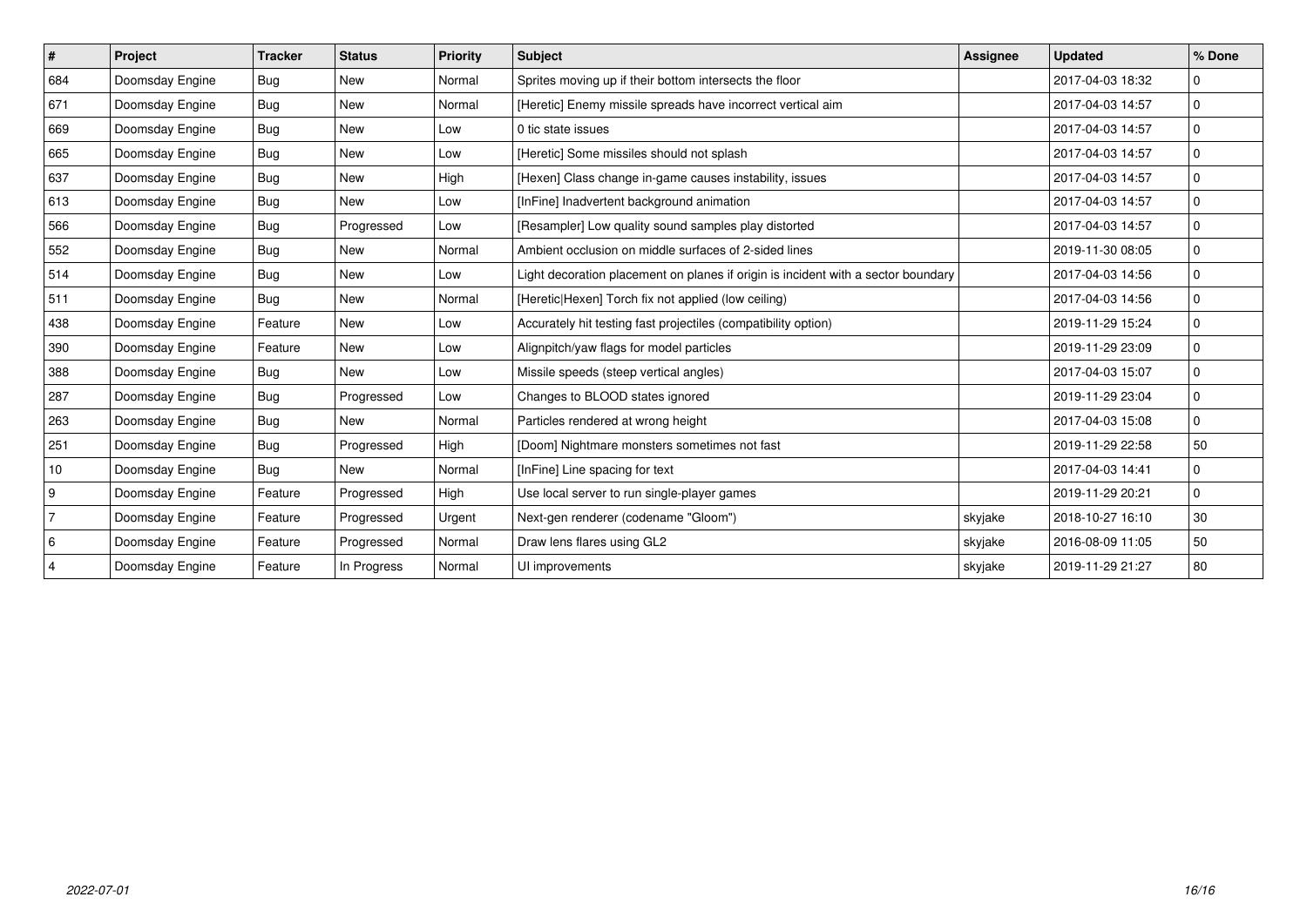| # | Project | Tracker | Status | Priority | Subject | Assignee | Updated | % Done |
|---|---|---|---|---|---|---|---|---|
| 684 | Doomsday Engine | Bug | New | Normal | Sprites moving up if their bottom intersects the floor | | 2017-04-03 18:32 | 0 |
| 671 | Doomsday Engine | Bug | New | Normal | [Heretic] Enemy missile spreads have incorrect vertical aim | | 2017-04-03 14:57 | 0 |
| 669 | Doomsday Engine | Bug | New | Low | 0 tic state issues | | 2017-04-03 14:57 | 0 |
| 665 | Doomsday Engine | Bug | New | Low | [Heretic] Some missiles should not splash | | 2017-04-03 14:57 | 0 |
| 637 | Doomsday Engine | Bug | New | High | [Hexen] Class change in-game causes instability, issues | | 2017-04-03 14:57 | 0 |
| 613 | Doomsday Engine | Bug | New | Low | [InFine] Inadvertent background animation | | 2017-04-03 14:57 | 0 |
| 566 | Doomsday Engine | Bug | Progressed | Low | [Resampler] Low quality sound samples play distorted | | 2017-04-03 14:57 | 0 |
| 552 | Doomsday Engine | Bug | New | Normal | Ambient occlusion on middle surfaces of 2-sided lines | | 2019-11-30 08:05 | 0 |
| 514 | Doomsday Engine | Bug | New | Low | Light decoration placement on planes if origin is incident with a sector boundary | | 2017-04-03 14:56 | 0 |
| 511 | Doomsday Engine | Bug | New | Normal | [Heretic|Hexen] Torch fix not applied (low ceiling) | | 2017-04-03 14:56 | 0 |
| 438 | Doomsday Engine | Feature | New | Low | Accurately hit testing fast projectiles (compatibility option) | | 2019-11-29 15:24 | 0 |
| 390 | Doomsday Engine | Feature | New | Low | Alignpitch/yaw flags for model particles | | 2019-11-29 23:09 | 0 |
| 388 | Doomsday Engine | Bug | New | Low | Missile speeds (steep vertical angles) | | 2017-04-03 15:07 | 0 |
| 287 | Doomsday Engine | Bug | Progressed | Low | Changes to BLOOD states ignored | | 2019-11-29 23:04 | 0 |
| 263 | Doomsday Engine | Bug | New | Normal | Particles rendered at wrong height | | 2017-04-03 15:08 | 0 |
| 251 | Doomsday Engine | Bug | Progressed | High | [Doom] Nightmare monsters sometimes not fast | | 2019-11-29 22:58 | 50 |
| 10 | Doomsday Engine | Bug | New | Normal | [InFine] Line spacing for text | | 2017-04-03 14:41 | 0 |
| 9 | Doomsday Engine | Feature | Progressed | High | Use local server to run single-player games | | 2019-11-29 20:21 | 0 |
| 7 | Doomsday Engine | Feature | Progressed | Urgent | Next-gen renderer (codename "Gloom") | skyjake | 2018-10-27 16:10 | 30 |
| 6 | Doomsday Engine | Feature | Progressed | Normal | Draw lens flares using GL2 | skyjake | 2016-08-09 11:05 | 50 |
| 4 | Doomsday Engine | Feature | In Progress | Normal | UI improvements | skyjake | 2019-11-29 21:27 | 80 |